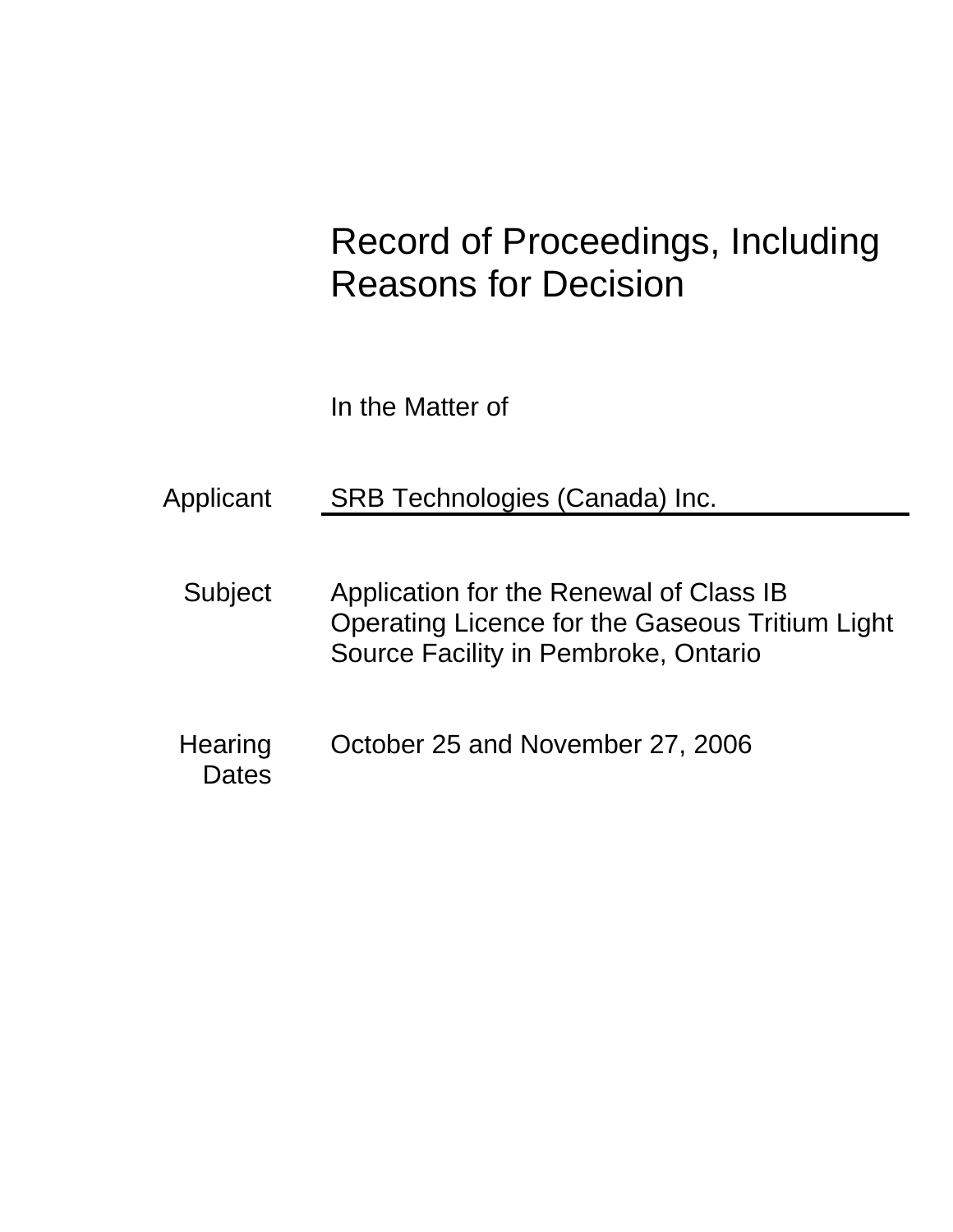# Record of Proceedings, Including Reasons for Decision

In the Matter of

**Applicant** SRB Technologies (Canada) Inc.

**Subject** Application for the Renewal of Class IB Operating Licence for the Gaseous Tritium Light Source Facility in Pembroke, Ontario

**Hearing Dates** October 25 and November 27, 2006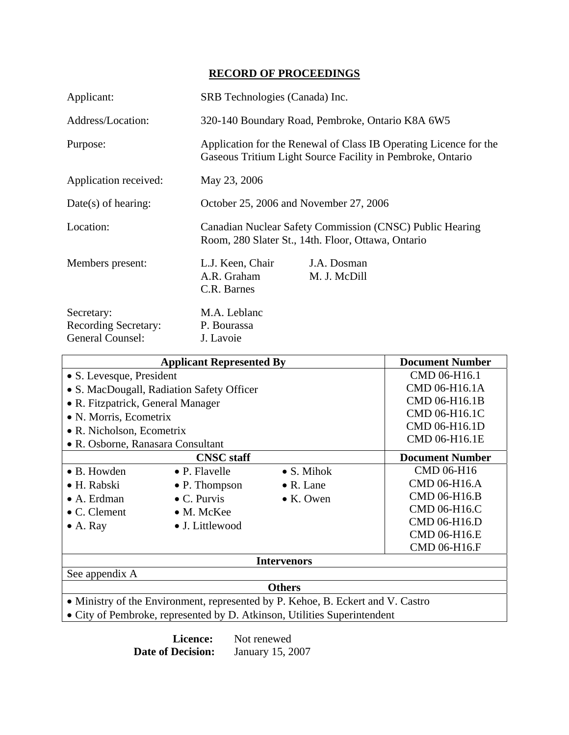# RECORD OF PROCEEDINGS

| | |
|---|---|
| Applicant: | SRB Technologies (Canada) Inc. |
| Address/Location: | 320-140 Boundary Road, Pembroke, Ontario K8A 6W5 |
| Purpose: | Application for the Renewal of Class IB Operating Licence for the Gaseous Tritium Light Source Facility in Pembroke, Ontario |
| Application received: | May 23, 2006 |
| Date(s) of hearing: | October 25, 2006 and November 27, 2006 |
| Location: | Canadian Nuclear Safety Commission (CNSC) Public Hearing Room, 280 Slater St., 14th. Floor, Ottawa, Ontario |
| Members present: | L.J. Keen, Chair; A.R. Graham; C.R. Barnes; J.A. Dosman; M. J. McDill |
| Secretary: | M.A. Leblanc |
| Recording Secretary: | P. Bourassa |
| General Counsel: | J. Lavoie |

| Applicant Represented By | | | Document Number |
|---|---|---|---|
| • S. Levesque, President<br>• S. MacDougall, Radiation Safety Officer<br>• R. Fitzpatrick, General Manager<br>• N. Morris, Ecometrix<br>• R. Nicholson, Ecometrix<br>• R. Osborne, Ranasara Consultant | | | CMD 06-H16.1<br>CMD 06-H16.1A<br>CMD 06-H16.1B<br>CMD 06-H16.1C<br>CMD 06-H16.1D<br>CMD 06-H16.1E |
| **CNSC staff** | | | **Document Number** |
| • B. Howden<br>• H. Rabski<br>• A. Erdman<br>• C. Clement<br>• A. Ray | • P. Flavelle<br>• P. Thompson<br>• C. Purvis<br>• M. McKee<br>• J. Littlewood | • S. Mihok<br>• R. Lane<br>• K. Owen | CMD 06-H16<br>CMD 06-H16.A<br>CMD 06-H16.B<br>CMD 06-H16.C<br>CMD 06-H16.D<br>CMD 06-H16.E<br>CMD 06-H16.F |
| **Intervenors** | | | |
| See appendix A | | | |
| **Others** | | | |
| • Ministry of the Environment, represented by P. Kehoe, B. Eckert and V. Castro<br>• City of Pembroke, represented by D. Atkinson, Utilities Superintendent | | | |

**Licence:** Not renewed
**Date of Decision:** January 15, 2007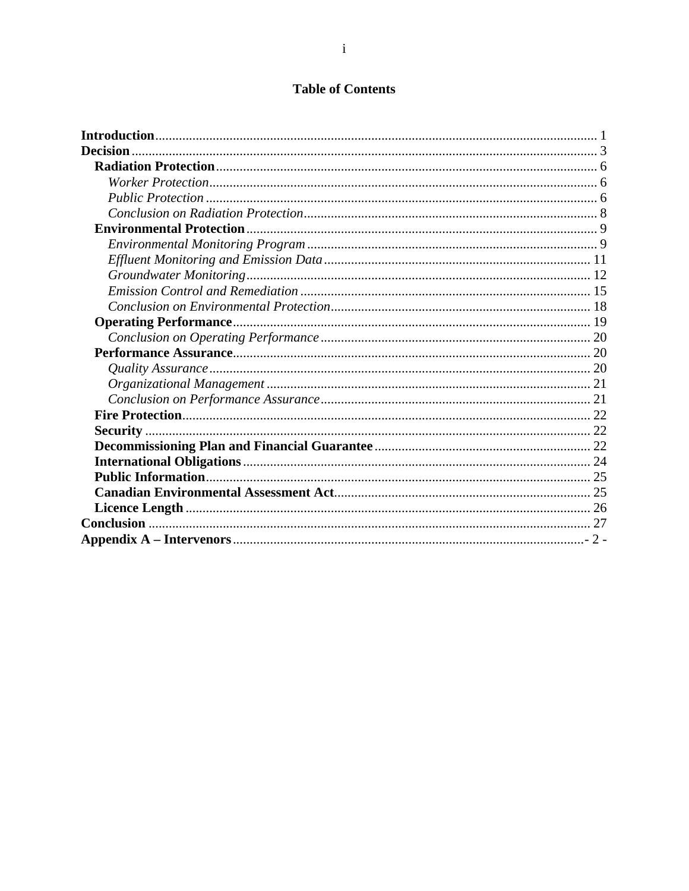# Table of Contents

**Introduction** ........ 1
**Decision** ........ 3
- **Radiation Protection** ........ 6
  - *Worker Protection* ........ 6
  - *Public Protection* ........ 6
  - *Conclusion on Radiation Protection* ........ 8
- **Environmental Protection** ........ 9
  - *Environmental Monitoring Program* ........ 9
  - *Effluent Monitoring and Emission Data* ........ 11
  - *Groundwater Monitoring* ........ 12
  - *Emission Control and Remediation* ........ 15
  - *Conclusion on Environmental Protection* ........ 18
- **Operating Performance** ........ 19
  - *Conclusion on Operating Performance* ........ 20
- **Performance Assurance** ........ 20
  - *Quality Assurance* ........ 20
  - *Organizational Management* ........ 21
  - *Conclusion on Performance Assurance* ........ 21
- **Fire Protection** ........ 22
- **Security** ........ 22
- **Decommissioning Plan and Financial Guarantee** ........ 22
- **International Obligations** ........ 24
- **Public Information** ........ 25
- **Canadian Environmental Assessment Act** ........ 25
- **Licence Length** ........ 26

**Conclusion** ........ 27
**Appendix A – Intervenors** ........ - 2 -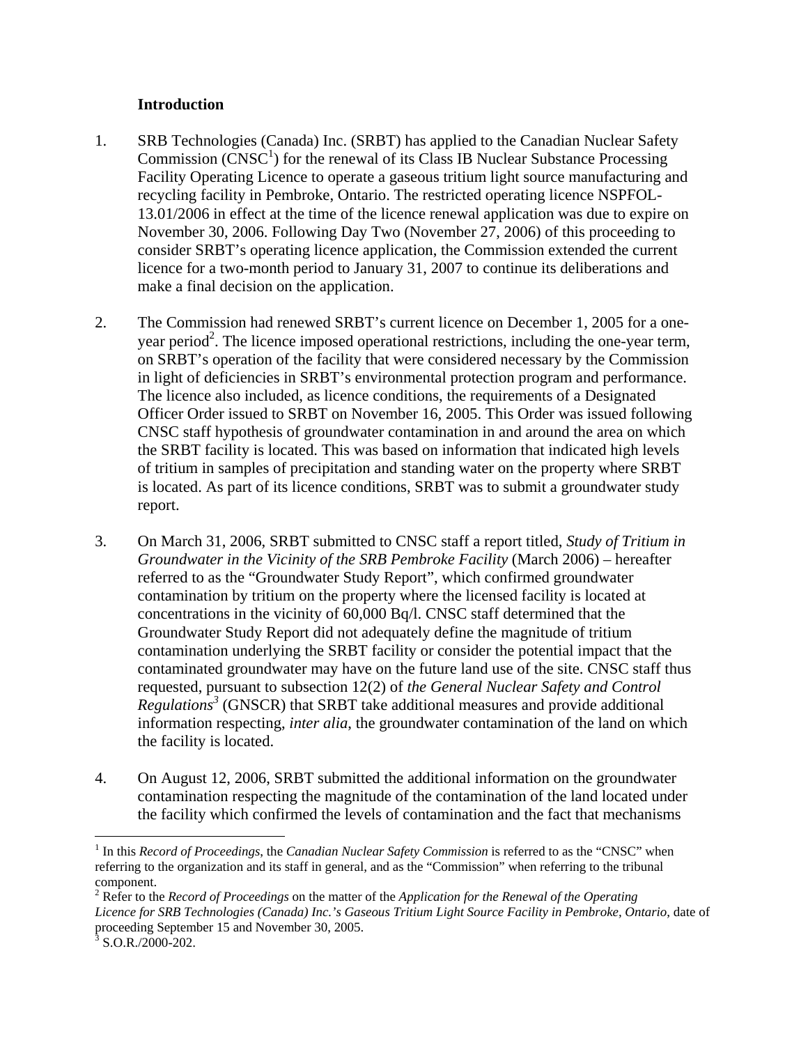## Introduction

1. SRB Technologies (Canada) Inc. (SRBT) has applied to the Canadian Nuclear Safety Commission (CNSC[1]) for the renewal of its Class IB Nuclear Substance Processing Facility Operating Licence to operate a gaseous tritium light source manufacturing and recycling facility in Pembroke, Ontario. The restricted operating licence NSPFOL-13.01/2006 in effect at the time of the licence renewal application was due to expire on November 30, 2006. Following Day Two (November 27, 2006) of this proceeding to consider SRBT's operating licence application, the Commission extended the current licence for a two-month period to January 31, 2007 to continue its deliberations and make a final decision on the application.

2. The Commission had renewed SRBT's current licence on December 1, 2005 for a one-year period[2]. The licence imposed operational restrictions, including the one-year term, on SRBT's operation of the facility that were considered necessary by the Commission in light of deficiencies in SRBT's environmental protection program and performance. The licence also included, as licence conditions, the requirements of a Designated Officer Order issued to SRBT on November 16, 2005. This Order was issued following CNSC staff hypothesis of groundwater contamination in and around the area on which the SRBT facility is located. This was based on information that indicated high levels of tritium in samples of precipitation and standing water on the property where SRBT is located. As part of its licence conditions, SRBT was to submit a groundwater study report.

3. On March 31, 2006, SRBT submitted to CNSC staff a report titled, *Study of Tritium in Groundwater in the Vicinity of the SRB Pembroke Facility* (March 2006) – hereafter referred to as the "Groundwater Study Report", which confirmed groundwater contamination by tritium on the property where the licensed facility is located at concentrations in the vicinity of 60,000 Bq/l. CNSC staff determined that the Groundwater Study Report did not adequately define the magnitude of tritium contamination underlying the SRBT facility or consider the potential impact that the contaminated groundwater may have on the future land use of the site. CNSC staff thus requested, pursuant to subsection 12(2) of *the General Nuclear Safety and Control Regulations*[3] (GNSCR) that SRBT take additional measures and provide additional information respecting, *inter alia*, the groundwater contamination of the land on which the facility is located.

4. On August 12, 2006, SRBT submitted the additional information on the groundwater contamination respecting the magnitude of the contamination of the land located under the facility which confirmed the levels of contamination and the fact that mechanisms

---

[1] In this *Record of Proceedings*, the *Canadian Nuclear Safety Commission* is referred to as the "CNSC" when referring to the organization and its staff in general, and as the "Commission" when referring to the tribunal component.

[2] Refer to the *Record of Proceedings* on the matter of the *Application for the Renewal of the Operating Licence for SRB Technologies (Canada) Inc.'s Gaseous Tritium Light Source Facility in Pembroke, Ontario*, date of proceeding September 15 and November 30, 2005.

[3] S.O.R./2000-202.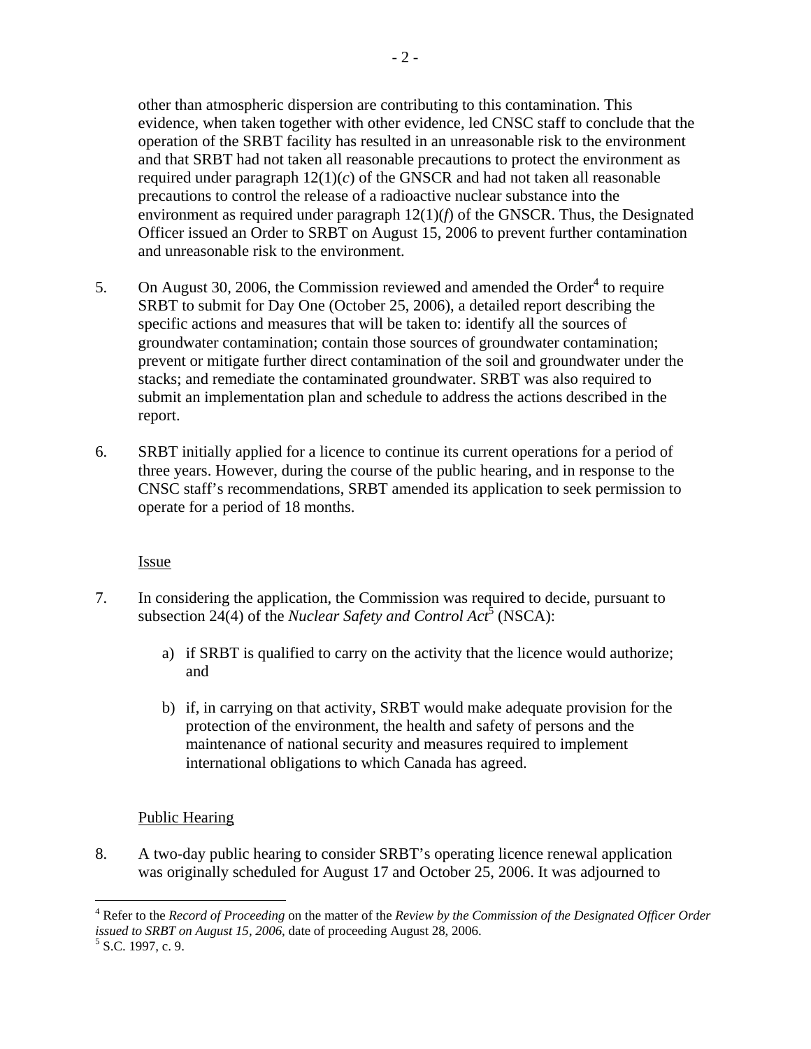other than atmospheric dispersion are contributing to this contamination. This evidence, when taken together with other evidence, led CNSC staff to conclude that the operation of the SRBT facility has resulted in an unreasonable risk to the environment and that SRBT had not taken all reasonable precautions to protect the environment as required under paragraph 12(1)(*c*) of the GNSCR and had not taken all reasonable precautions to control the release of a radioactive nuclear substance into the environment as required under paragraph 12(1)(*f*) of the GNSCR. Thus, the Designated Officer issued an Order to SRBT on August 15, 2006 to prevent further contamination and unreasonable risk to the environment.

5. On August 30, 2006, the Commission reviewed and amended the Order[4] to require SRBT to submit for Day One (October 25, 2006), a detailed report describing the specific actions and measures that will be taken to: identify all the sources of groundwater contamination; contain those sources of groundwater contamination; prevent or mitigate further direct contamination of the soil and groundwater under the stacks; and remediate the contaminated groundwater. SRBT was also required to submit an implementation plan and schedule to address the actions described in the report.

6. SRBT initially applied for a licence to continue its current operations for a period of three years. However, during the course of the public hearing, and in response to the CNSC staff's recommendations, SRBT amended its application to seek permission to operate for a period of 18 months.

## Issue

7. In considering the application, the Commission was required to decide, pursuant to subsection 24(4) of the *Nuclear Safety and Control Act*[5] (NSCA):

   a) if SRBT is qualified to carry on the activity that the licence would authorize; and

   b) if, in carrying on that activity, SRBT would make adequate provision for the protection of the environment, the health and safety of persons and the maintenance of national security and measures required to implement international obligations to which Canada has agreed.

## Public Hearing

8. A two-day public hearing to consider SRBT's operating licence renewal application was originally scheduled for August 17 and October 25, 2006. It was adjourned to

---

[4] Refer to the *Record of Proceeding* on the matter of the *Review by the Commission of the Designated Officer Order issued to SRBT on August 15, 2006*, date of proceeding August 28, 2006.

[5] S.C. 1997, c. 9.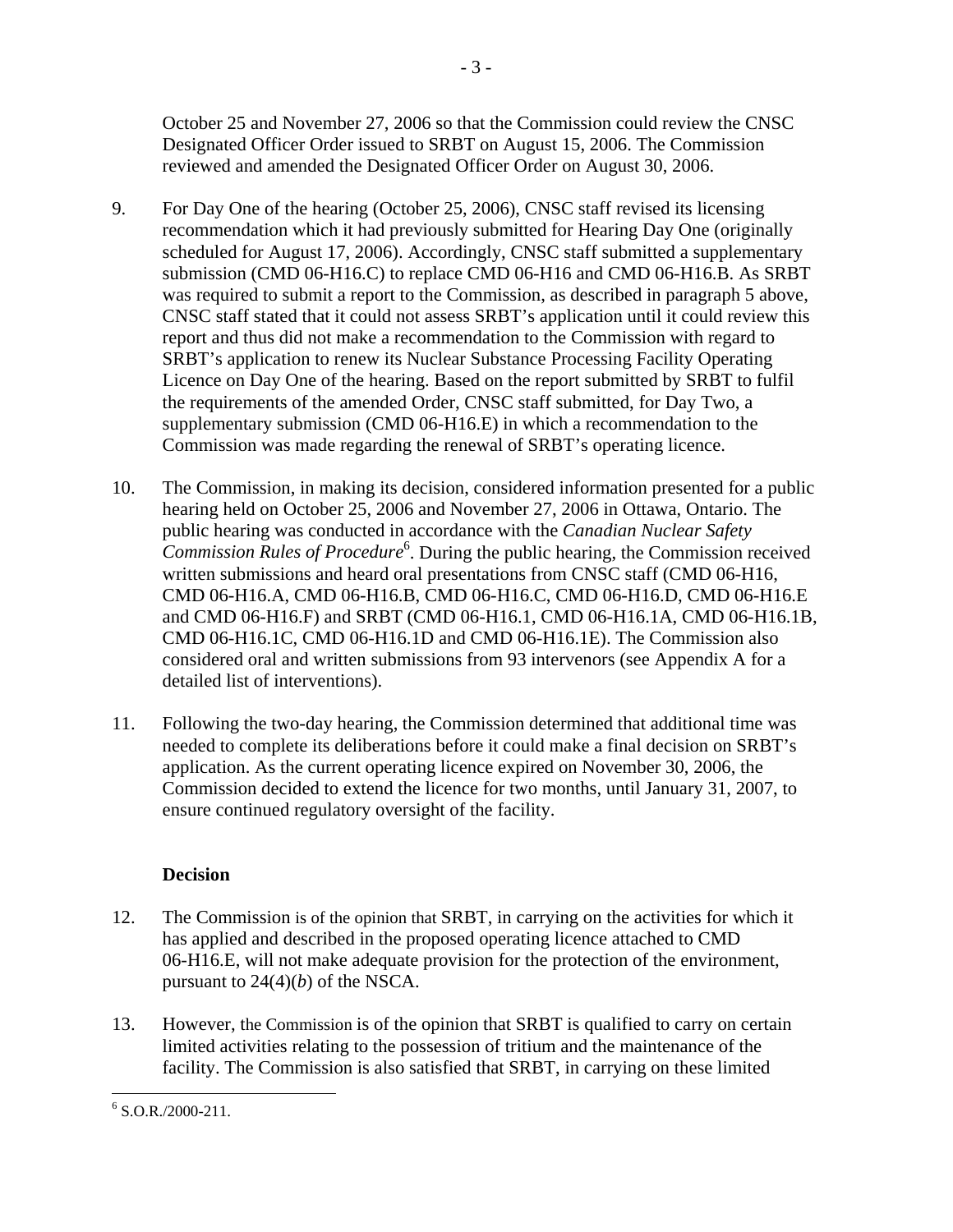October 25 and November 27, 2006 so that the Commission could review the CNSC Designated Officer Order issued to SRBT on August 15, 2006. The Commission reviewed and amended the Designated Officer Order on August 30, 2006.

9. For Day One of the hearing (October 25, 2006), CNSC staff revised its licensing recommendation which it had previously submitted for Hearing Day One (originally scheduled for August 17, 2006). Accordingly, CNSC staff submitted a supplementary submission (CMD 06-H16.C) to replace CMD 06-H16 and CMD 06-H16.B. As SRBT was required to submit a report to the Commission, as described in paragraph 5 above, CNSC staff stated that it could not assess SRBT's application until it could review this report and thus did not make a recommendation to the Commission with regard to SRBT's application to renew its Nuclear Substance Processing Facility Operating Licence on Day One of the hearing. Based on the report submitted by SRBT to fulfil the requirements of the amended Order, CNSC staff submitted, for Day Two, a supplementary submission (CMD 06-H16.E) in which a recommendation to the Commission was made regarding the renewal of SRBT's operating licence.

10. The Commission, in making its decision, considered information presented for a public hearing held on October 25, 2006 and November 27, 2006 in Ottawa, Ontario. The public hearing was conducted in accordance with the *Canadian Nuclear Safety Commission Rules of Procedure*[6]. During the public hearing, the Commission received written submissions and heard oral presentations from CNSC staff (CMD 06-H16, CMD 06-H16.A, CMD 06-H16.B, CMD 06-H16.C, CMD 06-H16.D, CMD 06-H16.E and CMD 06-H16.F) and SRBT (CMD 06-H16.1, CMD 06-H16.1A, CMD 06-H16.1B, CMD 06-H16.1C, CMD 06-H16.1D and CMD 06-H16.1E). The Commission also considered oral and written submissions from 93 intervenors (see Appendix A for a detailed list of interventions).

11. Following the two-day hearing, the Commission determined that additional time was needed to complete its deliberations before it could make a final decision on SRBT's application. As the current operating licence expired on November 30, 2006, the Commission decided to extend the licence for two months, until January 31, 2007, to ensure continued regulatory oversight of the facility.

## Decision

12. The Commission is of the opinion that SRBT, in carrying on the activities for which it has applied and described in the proposed operating licence attached to CMD 06-H16.E, will not make adequate provision for the protection of the environment, pursuant to 24(4)(*b*) of the NSCA.

13. However, the Commission is of the opinion that SRBT is qualified to carry on certain limited activities relating to the possession of tritium and the maintenance of the facility. The Commission is also satisfied that SRBT, in carrying on these limited

[6] S.O.R./2000-211.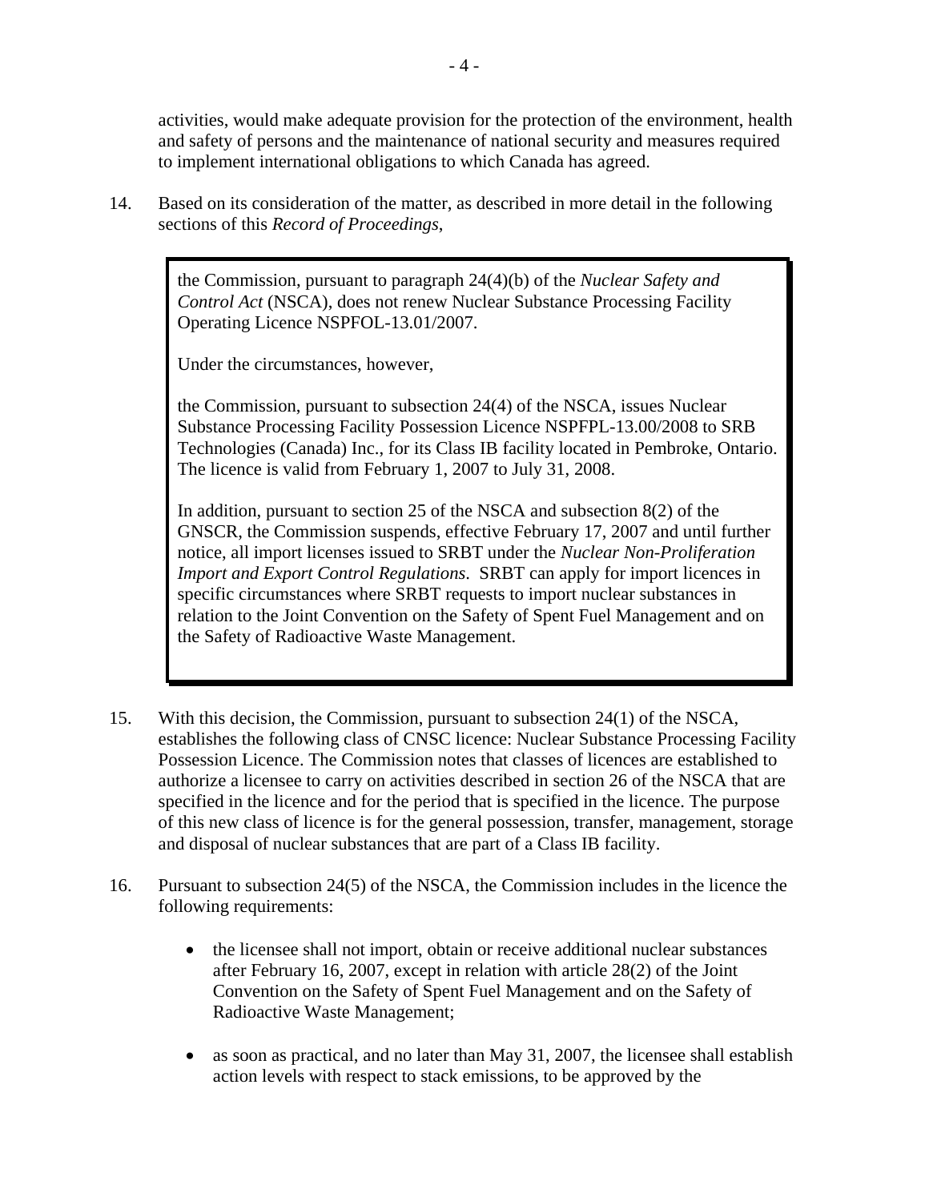activities, would make adequate provision for the protection of the environment, health and safety of persons and the maintenance of national security and measures required to implement international obligations to which Canada has agreed.

14. Based on its consideration of the matter, as described in more detail in the following sections of this *Record of Proceedings*,

> the Commission, pursuant to paragraph 24(4)(b) of the *Nuclear Safety and Control Act* (NSCA), does not renew Nuclear Substance Processing Facility Operating Licence NSPFOL-13.01/2007.
>
> Under the circumstances, however,
>
> the Commission, pursuant to subsection 24(4) of the NSCA, issues Nuclear Substance Processing Facility Possession Licence NSPFPL-13.00/2008 to SRB Technologies (Canada) Inc., for its Class IB facility located in Pembroke, Ontario. The licence is valid from February 1, 2007 to July 31, 2008.
>
> In addition, pursuant to section 25 of the NSCA and subsection 8(2) of the GNSCR, the Commission suspends, effective February 17, 2007 and until further notice, all import licenses issued to SRBT under the *Nuclear Non-Proliferation Import and Export Control Regulations*. SRBT can apply for import licences in specific circumstances where SRBT requests to import nuclear substances in relation to the Joint Convention on the Safety of Spent Fuel Management and on the Safety of Radioactive Waste Management.

15. With this decision, the Commission, pursuant to subsection 24(1) of the NSCA, establishes the following class of CNSC licence: Nuclear Substance Processing Facility Possession Licence. The Commission notes that classes of licences are established to authorize a licensee to carry on activities described in section 26 of the NSCA that are specified in the licence and for the period that is specified in the licence. The purpose of this new class of licence is for the general possession, transfer, management, storage and disposal of nuclear substances that are part of a Class IB facility.

16. Pursuant to subsection 24(5) of the NSCA, the Commission includes in the licence the following requirements:

    - the licensee shall not import, obtain or receive additional nuclear substances after February 16, 2007, except in relation with article 28(2) of the Joint Convention on the Safety of Spent Fuel Management and on the Safety of Radioactive Waste Management;

    - as soon as practical, and no later than May 31, 2007, the licensee shall establish action levels with respect to stack emissions, to be approved by the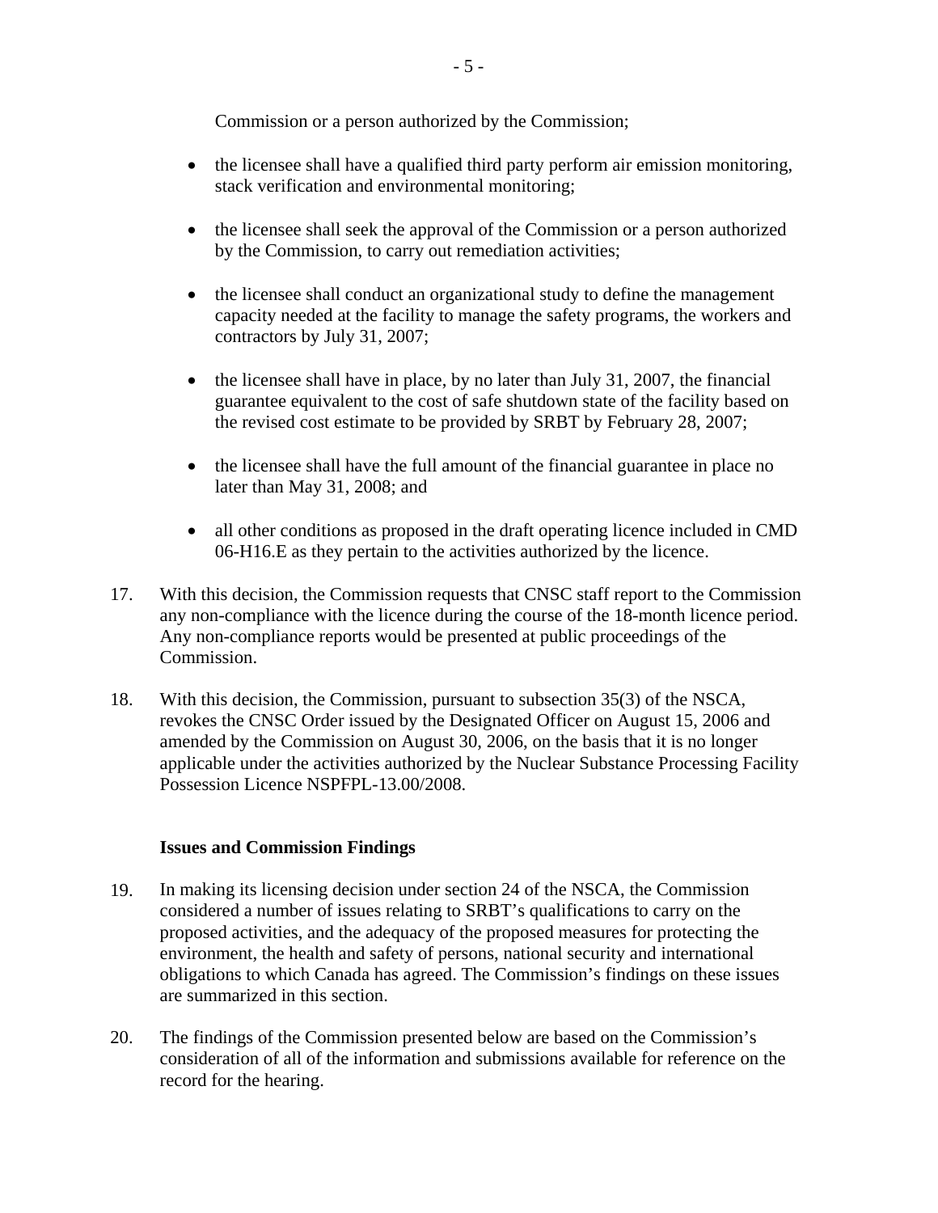Commission or a person authorized by the Commission;

- the licensee shall have a qualified third party perform air emission monitoring, stack verification and environmental monitoring;
- the licensee shall seek the approval of the Commission or a person authorized by the Commission, to carry out remediation activities;
- the licensee shall conduct an organizational study to define the management capacity needed at the facility to manage the safety programs, the workers and contractors by July 31, 2007;
- the licensee shall have in place, by no later than July 31, 2007, the financial guarantee equivalent to the cost of safe shutdown state of the facility based on the revised cost estimate to be provided by SRBT by February 28, 2007;
- the licensee shall have the full amount of the financial guarantee in place no later than May 31, 2008; and
- all other conditions as proposed in the draft operating licence included in CMD 06-H16.E as they pertain to the activities authorized by the licence.

17. With this decision, the Commission requests that CNSC staff report to the Commission any non-compliance with the licence during the course of the 18-month licence period. Any non-compliance reports would be presented at public proceedings of the Commission.

18. With this decision, the Commission, pursuant to subsection 35(3) of the NSCA, revokes the CNSC Order issued by the Designated Officer on August 15, 2006 and amended by the Commission on August 30, 2006, on the basis that it is no longer applicable under the activities authorized by the Nuclear Substance Processing Facility Possession Licence NSPFPL-13.00/2008.

### Issues and Commission Findings

19. In making its licensing decision under section 24 of the NSCA, the Commission considered a number of issues relating to SRBT's qualifications to carry on the proposed activities, and the adequacy of the proposed measures for protecting the environment, the health and safety of persons, national security and international obligations to which Canada has agreed. The Commission's findings on these issues are summarized in this section.

20. The findings of the Commission presented below are based on the Commission's consideration of all of the information and submissions available for reference on the record for the hearing.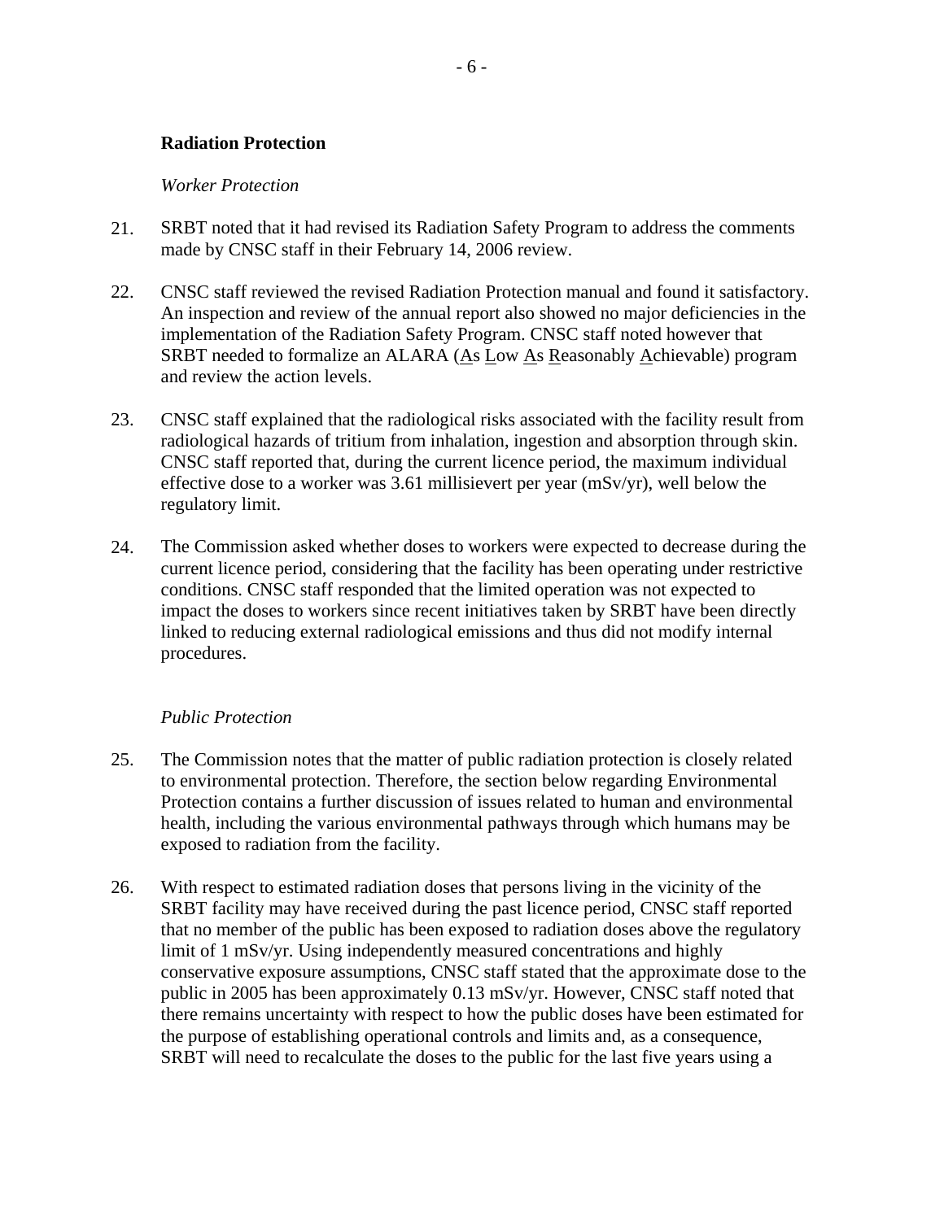### Radiation Protection

*Worker Protection*

21. SRBT noted that it had revised its Radiation Safety Program to address the comments made by CNSC staff in their February 14, 2006 review.

22. CNSC staff reviewed the revised Radiation Protection manual and found it satisfactory. An inspection and review of the annual report also showed no major deficiencies in the implementation of the Radiation Safety Program. CNSC staff noted however that SRBT needed to formalize an ALARA (As Low As Reasonably Achievable) program and review the action levels.

23. CNSC staff explained that the radiological risks associated with the facility result from radiological hazards of tritium from inhalation, ingestion and absorption through skin. CNSC staff reported that, during the current licence period, the maximum individual effective dose to a worker was 3.61 millisievert per year (mSv/yr), well below the regulatory limit.

24. The Commission asked whether doses to workers were expected to decrease during the current licence period, considering that the facility has been operating under restrictive conditions. CNSC staff responded that the limited operation was not expected to impact the doses to workers since recent initiatives taken by SRBT have been directly linked to reducing external radiological emissions and thus did not modify internal procedures.

*Public Protection*

25. The Commission notes that the matter of public radiation protection is closely related to environmental protection. Therefore, the section below regarding Environmental Protection contains a further discussion of issues related to human and environmental health, including the various environmental pathways through which humans may be exposed to radiation from the facility.

26. With respect to estimated radiation doses that persons living in the vicinity of the SRBT facility may have received during the past licence period, CNSC staff reported that no member of the public has been exposed to radiation doses above the regulatory limit of 1 mSv/yr. Using independently measured concentrations and highly conservative exposure assumptions, CNSC staff stated that the approximate dose to the public in 2005 has been approximately 0.13 mSv/yr. However, CNSC staff noted that there remains uncertainty with respect to how the public doses have been estimated for the purpose of establishing operational controls and limits and, as a consequence, SRBT will need to recalculate the doses to the public for the last five years using a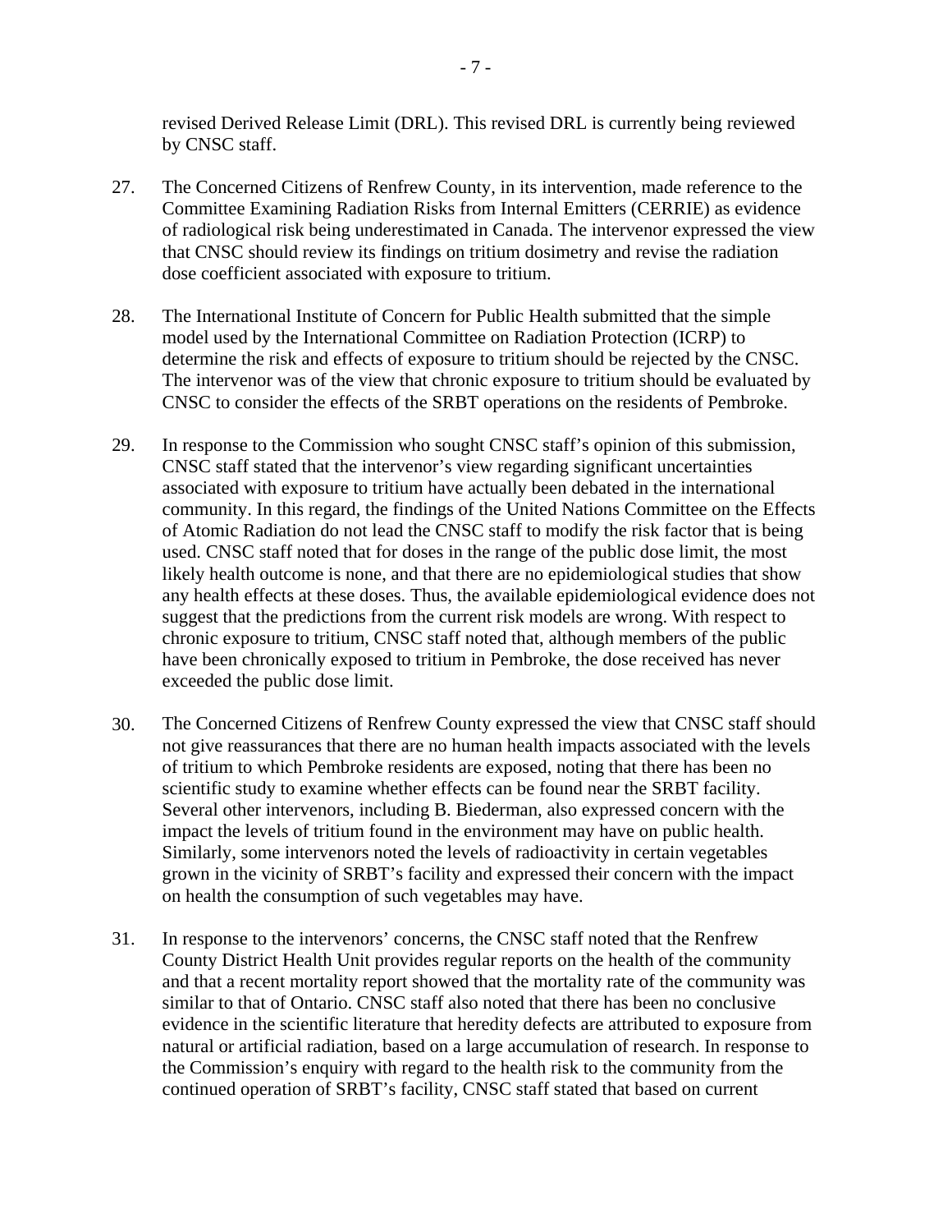revised Derived Release Limit (DRL). This revised DRL is currently being reviewed by CNSC staff.

27. The Concerned Citizens of Renfrew County, in its intervention, made reference to the Committee Examining Radiation Risks from Internal Emitters (CERRIE) as evidence of radiological risk being underestimated in Canada. The intervenor expressed the view that CNSC should review its findings on tritium dosimetry and revise the radiation dose coefficient associated with exposure to tritium.

28. The International Institute of Concern for Public Health submitted that the simple model used by the International Committee on Radiation Protection (ICRP) to determine the risk and effects of exposure to tritium should be rejected by the CNSC. The intervenor was of the view that chronic exposure to tritium should be evaluated by CNSC to consider the effects of the SRBT operations on the residents of Pembroke.

29. In response to the Commission who sought CNSC staff's opinion of this submission, CNSC staff stated that the intervenor's view regarding significant uncertainties associated with exposure to tritium have actually been debated in the international community. In this regard, the findings of the United Nations Committee on the Effects of Atomic Radiation do not lead the CNSC staff to modify the risk factor that is being used. CNSC staff noted that for doses in the range of the public dose limit, the most likely health outcome is none, and that there are no epidemiological studies that show any health effects at these doses. Thus, the available epidemiological evidence does not suggest that the predictions from the current risk models are wrong. With respect to chronic exposure to tritium, CNSC staff noted that, although members of the public have been chronically exposed to tritium in Pembroke, the dose received has never exceeded the public dose limit.

30. The Concerned Citizens of Renfrew County expressed the view that CNSC staff should not give reassurances that there are no human health impacts associated with the levels of tritium to which Pembroke residents are exposed, noting that there has been no scientific study to examine whether effects can be found near the SRBT facility. Several other intervenors, including B. Biederman, also expressed concern with the impact the levels of tritium found in the environment may have on public health. Similarly, some intervenors noted the levels of radioactivity in certain vegetables grown in the vicinity of SRBT's facility and expressed their concern with the impact on health the consumption of such vegetables may have.

31. In response to the intervenors' concerns, the CNSC staff noted that the Renfrew County District Health Unit provides regular reports on the health of the community and that a recent mortality report showed that the mortality rate of the community was similar to that of Ontario. CNSC staff also noted that there has been no conclusive evidence in the scientific literature that heredity defects are attributed to exposure from natural or artificial radiation, based on a large accumulation of research. In response to the Commission's enquiry with regard to the health risk to the community from the continued operation of SRBT's facility, CNSC staff stated that based on current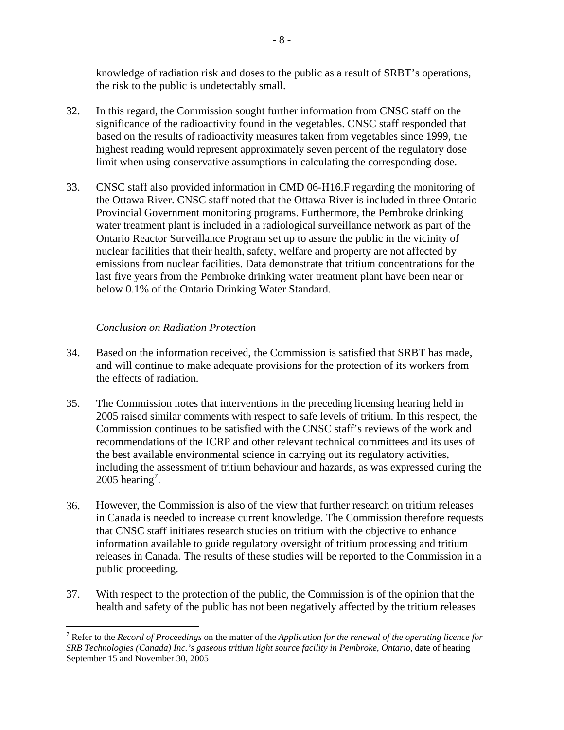knowledge of radiation risk and doses to the public as a result of SRBT's operations, the risk to the public is undetectably small.

32. In this regard, the Commission sought further information from CNSC staff on the significance of the radioactivity found in the vegetables. CNSC staff responded that based on the results of radioactivity measures taken from vegetables since 1999, the highest reading would represent approximately seven percent of the regulatory dose limit when using conservative assumptions in calculating the corresponding dose.

33. CNSC staff also provided information in CMD 06-H16.F regarding the monitoring of the Ottawa River. CNSC staff noted that the Ottawa River is included in three Ontario Provincial Government monitoring programs. Furthermore, the Pembroke drinking water treatment plant is included in a radiological surveillance network as part of the Ontario Reactor Surveillance Program set up to assure the public in the vicinity of nuclear facilities that their health, safety, welfare and property are not affected by emissions from nuclear facilities. Data demonstrate that tritium concentrations for the last five years from the Pembroke drinking water treatment plant have been near or below 0.1% of the Ontario Drinking Water Standard.

*Conclusion on Radiation Protection*

34. Based on the information received, the Commission is satisfied that SRBT has made, and will continue to make adequate provisions for the protection of its workers from the effects of radiation.

35. The Commission notes that interventions in the preceding licensing hearing held in 2005 raised similar comments with respect to safe levels of tritium. In this respect, the Commission continues to be satisfied with the CNSC staff's reviews of the work and recommendations of the ICRP and other relevant technical committees and its uses of the best available environmental science in carrying out its regulatory activities, including the assessment of tritium behaviour and hazards, as was expressed during the 2005 hearing[7].

36. However, the Commission is also of the view that further research on tritium releases in Canada is needed to increase current knowledge. The Commission therefore requests that CNSC staff initiates research studies on tritium with the objective to enhance information available to guide regulatory oversight of tritium processing and tritium releases in Canada. The results of these studies will be reported to the Commission in a public proceeding.

37. With respect to the protection of the public, the Commission is of the opinion that the health and safety of the public has not been negatively affected by the tritium releases

---

[7] Refer to the *Record of Proceedings* on the matter of the *Application for the renewal of the operating licence for SRB Technologies (Canada) Inc.'s gaseous tritium light source facility in Pembroke, Ontario*, date of hearing September 15 and November 30, 2005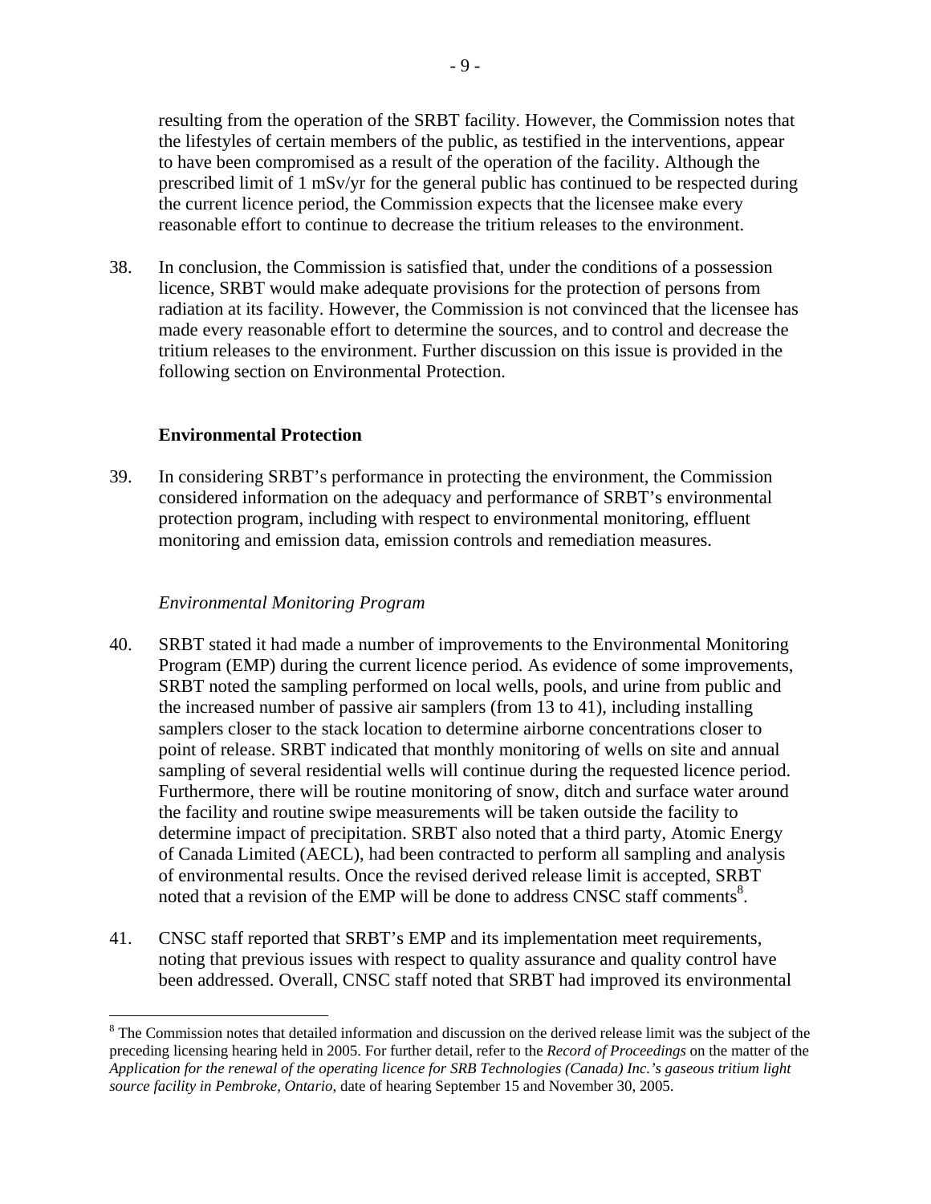resulting from the operation of the SRBT facility. However, the Commission notes that the lifestyles of certain members of the public, as testified in the interventions, appear to have been compromised as a result of the operation of the facility. Although the prescribed limit of 1 mSv/yr for the general public has continued to be respected during the current licence period, the Commission expects that the licensee make every reasonable effort to continue to decrease the tritium releases to the environment.

38. In conclusion, the Commission is satisfied that, under the conditions of a possession licence, SRBT would make adequate provisions for the protection of persons from radiation at its facility. However, the Commission is not convinced that the licensee has made every reasonable effort to determine the sources, and to control and decrease the tritium releases to the environment. Further discussion on this issue is provided in the following section on Environmental Protection.

### Environmental Protection

39. In considering SRBT's performance in protecting the environment, the Commission considered information on the adequacy and performance of SRBT's environmental protection program, including with respect to environmental monitoring, effluent monitoring and emission data, emission controls and remediation measures.

#### *Environmental Monitoring Program*

40. SRBT stated it had made a number of improvements to the Environmental Monitoring Program (EMP) during the current licence period. As evidence of some improvements, SRBT noted the sampling performed on local wells, pools, and urine from public and the increased number of passive air samplers (from 13 to 41), including installing samplers closer to the stack location to determine airborne concentrations closer to point of release. SRBT indicated that monthly monitoring of wells on site and annual sampling of several residential wells will continue during the requested licence period. Furthermore, there will be routine monitoring of snow, ditch and surface water around the facility and routine swipe measurements will be taken outside the facility to determine impact of precipitation. SRBT also noted that a third party, Atomic Energy of Canada Limited (AECL), had been contracted to perform all sampling and analysis of environmental results. Once the revised derived release limit is accepted, SRBT noted that a revision of the EMP will be done to address CNSC staff comments[8].

41. CNSC staff reported that SRBT's EMP and its implementation meet requirements, noting that previous issues with respect to quality assurance and quality control have been addressed. Overall, CNSC staff noted that SRBT had improved its environmental

[8] The Commission notes that detailed information and discussion on the derived release limit was the subject of the preceding licensing hearing held in 2005. For further detail, refer to the *Record of Proceedings* on the matter of the *Application for the renewal of the operating licence for SRB Technologies (Canada) Inc.'s gaseous tritium light source facility in Pembroke, Ontario*, date of hearing September 15 and November 30, 2005.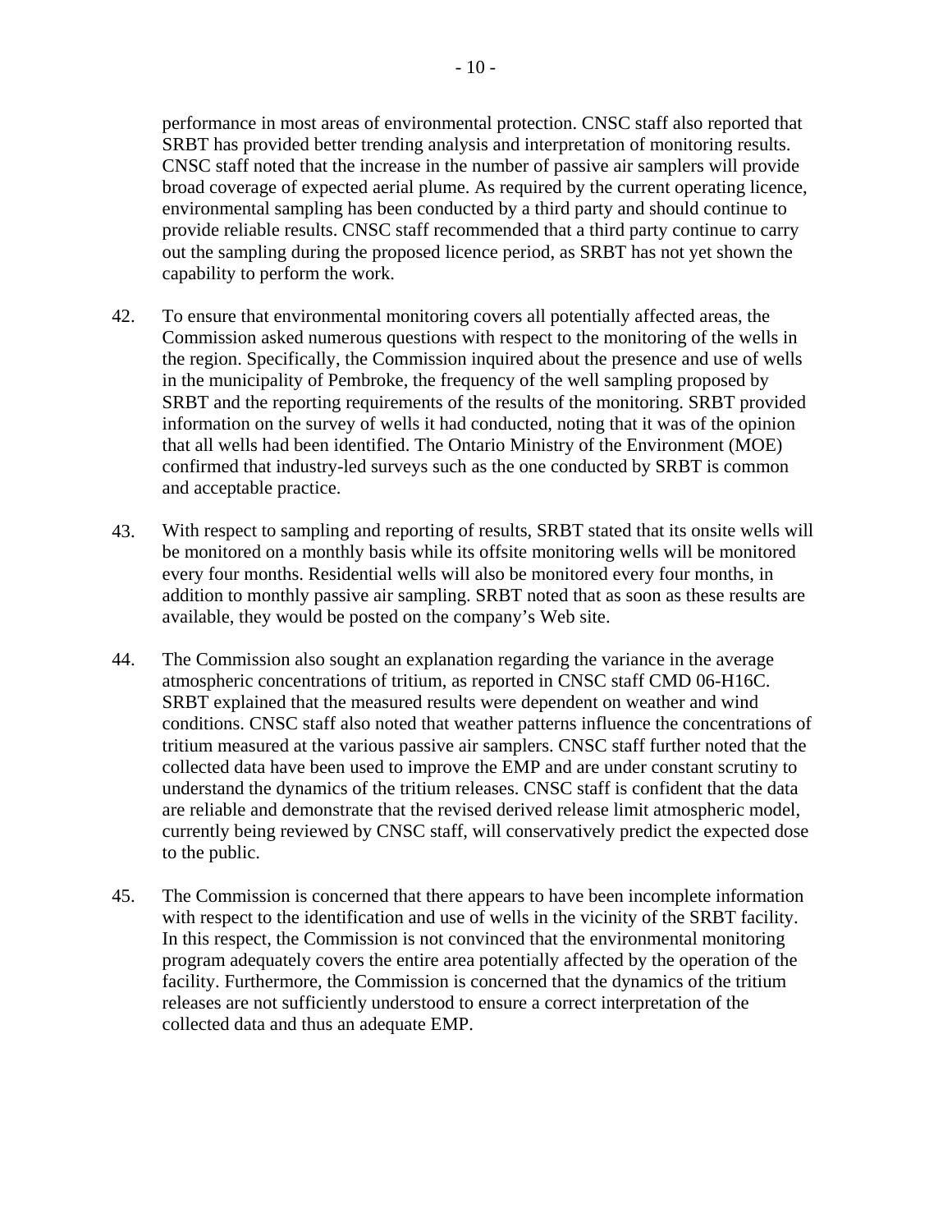performance in most areas of environmental protection. CNSC staff also reported that SRBT has provided better trending analysis and interpretation of monitoring results. CNSC staff noted that the increase in the number of passive air samplers will provide broad coverage of expected aerial plume. As required by the current operating licence, environmental sampling has been conducted by a third party and should continue to provide reliable results. CNSC staff recommended that a third party continue to carry out the sampling during the proposed licence period, as SRBT has not yet shown the capability to perform the work.

42. To ensure that environmental monitoring covers all potentially affected areas, the Commission asked numerous questions with respect to the monitoring of the wells in the region. Specifically, the Commission inquired about the presence and use of wells in the municipality of Pembroke, the frequency of the well sampling proposed by SRBT and the reporting requirements of the results of the monitoring. SRBT provided information on the survey of wells it had conducted, noting that it was of the opinion that all wells had been identified. The Ontario Ministry of the Environment (MOE) confirmed that industry-led surveys such as the one conducted by SRBT is common and acceptable practice.

43. With respect to sampling and reporting of results, SRBT stated that its onsite wells will be monitored on a monthly basis while its offsite monitoring wells will be monitored every four months. Residential wells will also be monitored every four months, in addition to monthly passive air sampling. SRBT noted that as soon as these results are available, they would be posted on the company's Web site.

44. The Commission also sought an explanation regarding the variance in the average atmospheric concentrations of tritium, as reported in CNSC staff CMD 06-H16C. SRBT explained that the measured results were dependent on weather and wind conditions. CNSC staff also noted that weather patterns influence the concentrations of tritium measured at the various passive air samplers. CNSC staff further noted that the collected data have been used to improve the EMP and are under constant scrutiny to understand the dynamics of the tritium releases. CNSC staff is confident that the data are reliable and demonstrate that the revised derived release limit atmospheric model, currently being reviewed by CNSC staff, will conservatively predict the expected dose to the public.

45. The Commission is concerned that there appears to have been incomplete information with respect to the identification and use of wells in the vicinity of the SRBT facility. In this respect, the Commission is not convinced that the environmental monitoring program adequately covers the entire area potentially affected by the operation of the facility. Furthermore, the Commission is concerned that the dynamics of the tritium releases are not sufficiently understood to ensure a correct interpretation of the collected data and thus an adequate EMP.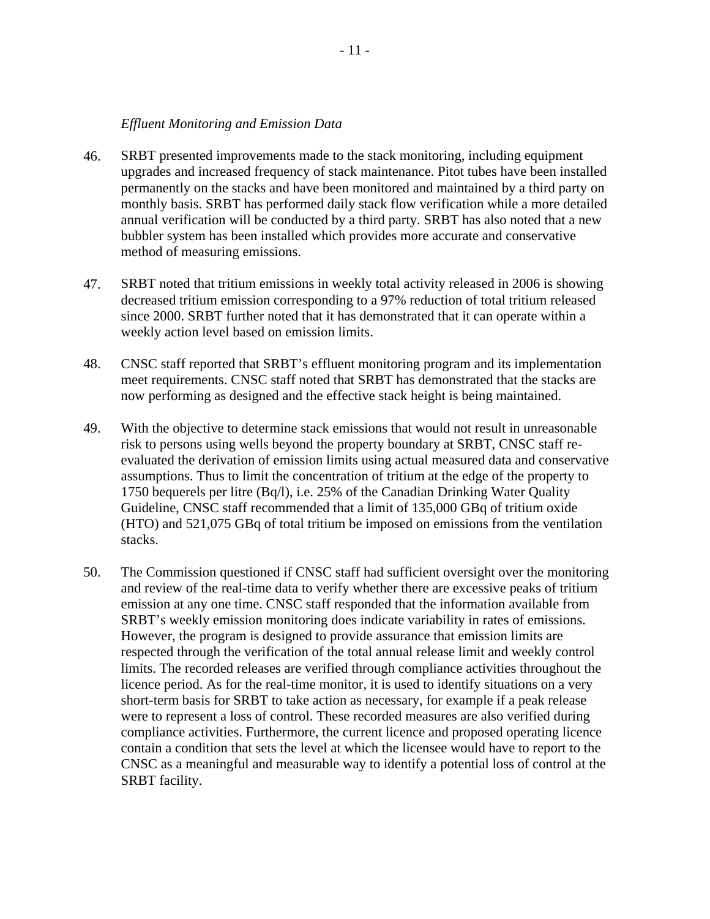*Effluent Monitoring and Emission Data*

46. SRBT presented improvements made to the stack monitoring, including equipment upgrades and increased frequency of stack maintenance. Pitot tubes have been installed permanently on the stacks and have been monitored and maintained by a third party on monthly basis. SRBT has performed daily stack flow verification while a more detailed annual verification will be conducted by a third party. SRBT has also noted that a new bubbler system has been installed which provides more accurate and conservative method of measuring emissions.

47. SRBT noted that tritium emissions in weekly total activity released in 2006 is showing decreased tritium emission corresponding to a 97% reduction of total tritium released since 2000. SRBT further noted that it has demonstrated that it can operate within a weekly action level based on emission limits.

48. CNSC staff reported that SRBT's effluent monitoring program and its implementation meet requirements. CNSC staff noted that SRBT has demonstrated that the stacks are now performing as designed and the effective stack height is being maintained.

49. With the objective to determine stack emissions that would not result in unreasonable risk to persons using wells beyond the property boundary at SRBT, CNSC staff re-evaluated the derivation of emission limits using actual measured data and conservative assumptions. Thus to limit the concentration of tritium at the edge of the property to 1750 bequerels per litre (Bq/l), i.e. 25% of the Canadian Drinking Water Quality Guideline, CNSC staff recommended that a limit of 135,000 GBq of tritium oxide (HTO) and 521,075 GBq of total tritium be imposed on emissions from the ventilation stacks.

50. The Commission questioned if CNSC staff had sufficient oversight over the monitoring and review of the real-time data to verify whether there are excessive peaks of tritium emission at any one time. CNSC staff responded that the information available from SRBT's weekly emission monitoring does indicate variability in rates of emissions. However, the program is designed to provide assurance that emission limits are respected through the verification of the total annual release limit and weekly control limits. The recorded releases are verified through compliance activities throughout the licence period. As for the real-time monitor, it is used to identify situations on a very short-term basis for SRBT to take action as necessary, for example if a peak release were to represent a loss of control. These recorded measures are also verified during compliance activities. Furthermore, the current licence and proposed operating licence contain a condition that sets the level at which the licensee would have to report to the CNSC as a meaningful and measurable way to identify a potential loss of control at the SRBT facility.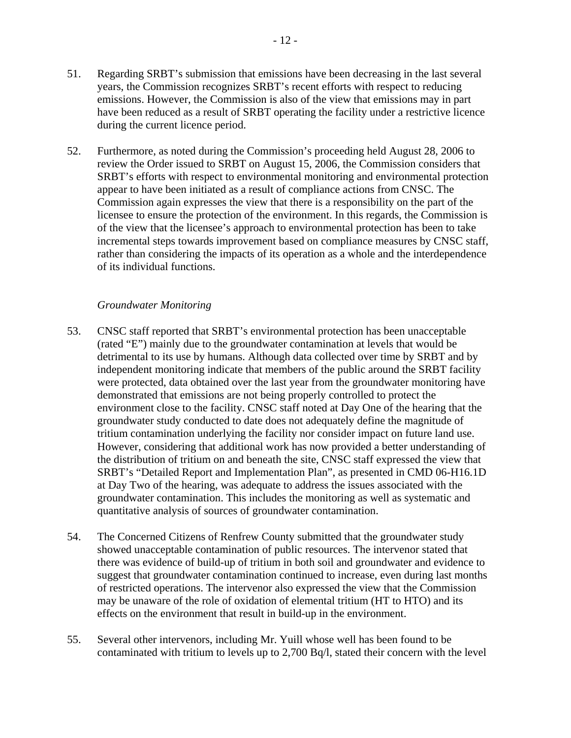51. Regarding SRBT's submission that emissions have been decreasing in the last several years, the Commission recognizes SRBT's recent efforts with respect to reducing emissions. However, the Commission is also of the view that emissions may in part have been reduced as a result of SRBT operating the facility under a restrictive licence during the current licence period.

52. Furthermore, as noted during the Commission's proceeding held August 28, 2006 to review the Order issued to SRBT on August 15, 2006, the Commission considers that SRBT's efforts with respect to environmental monitoring and environmental protection appear to have been initiated as a result of compliance actions from CNSC. The Commission again expresses the view that there is a responsibility on the part of the licensee to ensure the protection of the environment. In this regards, the Commission is of the view that the licensee's approach to environmental protection has been to take incremental steps towards improvement based on compliance measures by CNSC staff, rather than considering the impacts of its operation as a whole and the interdependence of its individual functions.

*Groundwater Monitoring*

53. CNSC staff reported that SRBT's environmental protection has been unacceptable (rated "E") mainly due to the groundwater contamination at levels that would be detrimental to its use by humans. Although data collected over time by SRBT and by independent monitoring indicate that members of the public around the SRBT facility were protected, data obtained over the last year from the groundwater monitoring have demonstrated that emissions are not being properly controlled to protect the environment close to the facility. CNSC staff noted at Day One of the hearing that the groundwater study conducted to date does not adequately define the magnitude of tritium contamination underlying the facility nor consider impact on future land use. However, considering that additional work has now provided a better understanding of the distribution of tritium on and beneath the site, CNSC staff expressed the view that SRBT's "Detailed Report and Implementation Plan", as presented in CMD 06-H16.1D at Day Two of the hearing, was adequate to address the issues associated with the groundwater contamination. This includes the monitoring as well as systematic and quantitative analysis of sources of groundwater contamination.

54. The Concerned Citizens of Renfrew County submitted that the groundwater study showed unacceptable contamination of public resources. The intervenor stated that there was evidence of build-up of tritium in both soil and groundwater and evidence to suggest that groundwater contamination continued to increase, even during last months of restricted operations. The intervenor also expressed the view that the Commission may be unaware of the role of oxidation of elemental tritium (HT to HTO) and its effects on the environment that result in build-up in the environment.

55. Several other intervenors, including Mr. Yuill whose well has been found to be contaminated with tritium to levels up to 2,700 Bq/l, stated their concern with the level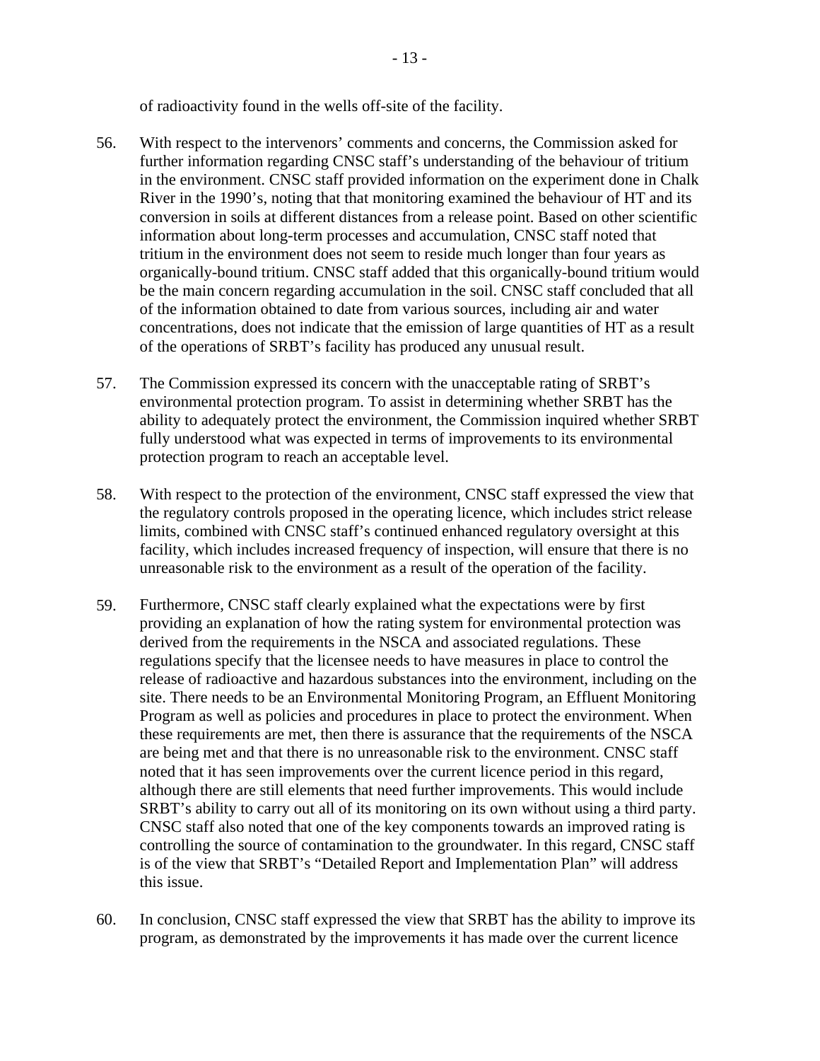of radioactivity found in the wells off-site of the facility.

56. With respect to the intervenors' comments and concerns, the Commission asked for further information regarding CNSC staff's understanding of the behaviour of tritium in the environment. CNSC staff provided information on the experiment done in Chalk River in the 1990's, noting that that monitoring examined the behaviour of HT and its conversion in soils at different distances from a release point. Based on other scientific information about long-term processes and accumulation, CNSC staff noted that tritium in the environment does not seem to reside much longer than four years as organically-bound tritium. CNSC staff added that this organically-bound tritium would be the main concern regarding accumulation in the soil. CNSC staff concluded that all of the information obtained to date from various sources, including air and water concentrations, does not indicate that the emission of large quantities of HT as a result of the operations of SRBT's facility has produced any unusual result.

57. The Commission expressed its concern with the unacceptable rating of SRBT's environmental protection program. To assist in determining whether SRBT has the ability to adequately protect the environment, the Commission inquired whether SRBT fully understood what was expected in terms of improvements to its environmental protection program to reach an acceptable level.

58. With respect to the protection of the environment, CNSC staff expressed the view that the regulatory controls proposed in the operating licence, which includes strict release limits, combined with CNSC staff's continued enhanced regulatory oversight at this facility, which includes increased frequency of inspection, will ensure that there is no unreasonable risk to the environment as a result of the operation of the facility.

59. Furthermore, CNSC staff clearly explained what the expectations were by first providing an explanation of how the rating system for environmental protection was derived from the requirements in the NSCA and associated regulations. These regulations specify that the licensee needs to have measures in place to control the release of radioactive and hazardous substances into the environment, including on the site. There needs to be an Environmental Monitoring Program, an Effluent Monitoring Program as well as policies and procedures in place to protect the environment. When these requirements are met, then there is assurance that the requirements of the NSCA are being met and that there is no unreasonable risk to the environment. CNSC staff noted that it has seen improvements over the current licence period in this regard, although there are still elements that need further improvements. This would include SRBT's ability to carry out all of its monitoring on its own without using a third party. CNSC staff also noted that one of the key components towards an improved rating is controlling the source of contamination to the groundwater. In this regard, CNSC staff is of the view that SRBT's "Detailed Report and Implementation Plan" will address this issue.

60. In conclusion, CNSC staff expressed the view that SRBT has the ability to improve its program, as demonstrated by the improvements it has made over the current licence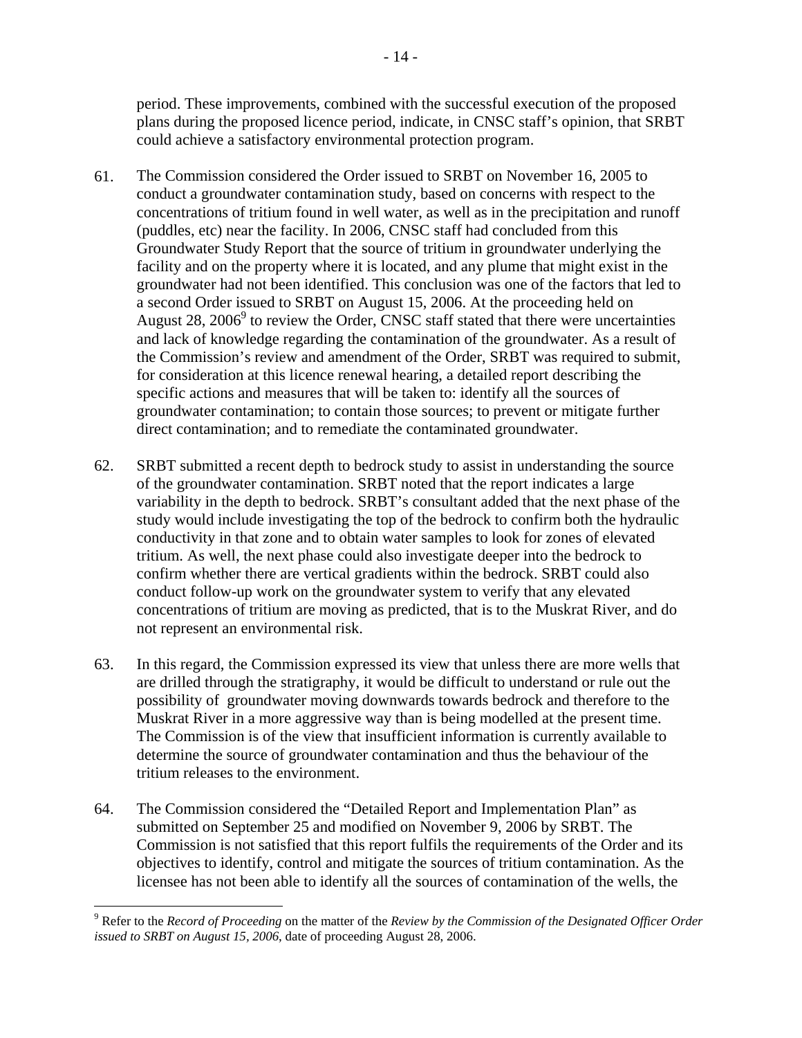period. These improvements, combined with the successful execution of the proposed plans during the proposed licence period, indicate, in CNSC staff's opinion, that SRBT could achieve a satisfactory environmental protection program.

61. The Commission considered the Order issued to SRBT on November 16, 2005 to conduct a groundwater contamination study, based on concerns with respect to the concentrations of tritium found in well water, as well as in the precipitation and runoff (puddles, etc) near the facility. In 2006, CNSC staff had concluded from this Groundwater Study Report that the source of tritium in groundwater underlying the facility and on the property where it is located, and any plume that might exist in the groundwater had not been identified. This conclusion was one of the factors that led to a second Order issued to SRBT on August 15, 2006. At the proceeding held on August 28, 2006[9] to review the Order, CNSC staff stated that there were uncertainties and lack of knowledge regarding the contamination of the groundwater. As a result of the Commission's review and amendment of the Order, SRBT was required to submit, for consideration at this licence renewal hearing, a detailed report describing the specific actions and measures that will be taken to: identify all the sources of groundwater contamination; to contain those sources; to prevent or mitigate further direct contamination; and to remediate the contaminated groundwater.

62. SRBT submitted a recent depth to bedrock study to assist in understanding the source of the groundwater contamination. SRBT noted that the report indicates a large variability in the depth to bedrock. SRBT's consultant added that the next phase of the study would include investigating the top of the bedrock to confirm both the hydraulic conductivity in that zone and to obtain water samples to look for zones of elevated tritium. As well, the next phase could also investigate deeper into the bedrock to confirm whether there are vertical gradients within the bedrock. SRBT could also conduct follow-up work on the groundwater system to verify that any elevated concentrations of tritium are moving as predicted, that is to the Muskrat River, and do not represent an environmental risk.

63. In this regard, the Commission expressed its view that unless there are more wells that are drilled through the stratigraphy, it would be difficult to understand or rule out the possibility of groundwater moving downwards towards bedrock and therefore to the Muskrat River in a more aggressive way than is being modelled at the present time. The Commission is of the view that insufficient information is currently available to determine the source of groundwater contamination and thus the behaviour of the tritium releases to the environment.

64. The Commission considered the "Detailed Report and Implementation Plan" as submitted on September 25 and modified on November 9, 2006 by SRBT. The Commission is not satisfied that this report fulfils the requirements of the Order and its objectives to identify, control and mitigate the sources of tritium contamination. As the licensee has not been able to identify all the sources of contamination of the wells, the

---

[9] Refer to the *Record of Proceeding* on the matter of the *Review by the Commission of the Designated Officer Order issued to SRBT on August 15, 2006*, date of proceeding August 28, 2006.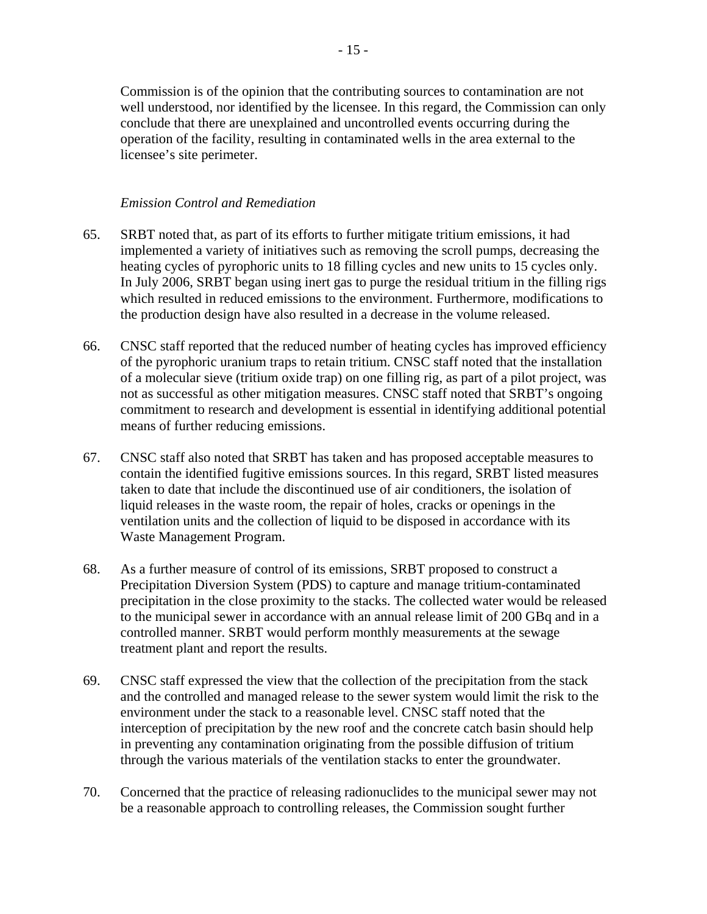Commission is of the opinion that the contributing sources to contamination are not well understood, nor identified by the licensee. In this regard, the Commission can only conclude that there are unexplained and uncontrolled events occurring during the operation of the facility, resulting in contaminated wells in the area external to the licensee's site perimeter.

*Emission Control and Remediation*

65. SRBT noted that, as part of its efforts to further mitigate tritium emissions, it had implemented a variety of initiatives such as removing the scroll pumps, decreasing the heating cycles of pyrophoric units to 18 filling cycles and new units to 15 cycles only. In July 2006, SRBT began using inert gas to purge the residual tritium in the filling rigs which resulted in reduced emissions to the environment. Furthermore, modifications to the production design have also resulted in a decrease in the volume released.

66. CNSC staff reported that the reduced number of heating cycles has improved efficiency of the pyrophoric uranium traps to retain tritium. CNSC staff noted that the installation of a molecular sieve (tritium oxide trap) on one filling rig, as part of a pilot project, was not as successful as other mitigation measures. CNSC staff noted that SRBT's ongoing commitment to research and development is essential in identifying additional potential means of further reducing emissions.

67. CNSC staff also noted that SRBT has taken and has proposed acceptable measures to contain the identified fugitive emissions sources. In this regard, SRBT listed measures taken to date that include the discontinued use of air conditioners, the isolation of liquid releases in the waste room, the repair of holes, cracks or openings in the ventilation units and the collection of liquid to be disposed in accordance with its Waste Management Program.

68. As a further measure of control of its emissions, SRBT proposed to construct a Precipitation Diversion System (PDS) to capture and manage tritium-contaminated precipitation in the close proximity to the stacks. The collected water would be released to the municipal sewer in accordance with an annual release limit of 200 GBq and in a controlled manner. SRBT would perform monthly measurements at the sewage treatment plant and report the results.

69. CNSC staff expressed the view that the collection of the precipitation from the stack and the controlled and managed release to the sewer system would limit the risk to the environment under the stack to a reasonable level. CNSC staff noted that the interception of precipitation by the new roof and the concrete catch basin should help in preventing any contamination originating from the possible diffusion of tritium through the various materials of the ventilation stacks to enter the groundwater.

70. Concerned that the practice of releasing radionuclides to the municipal sewer may not be a reasonable approach to controlling releases, the Commission sought further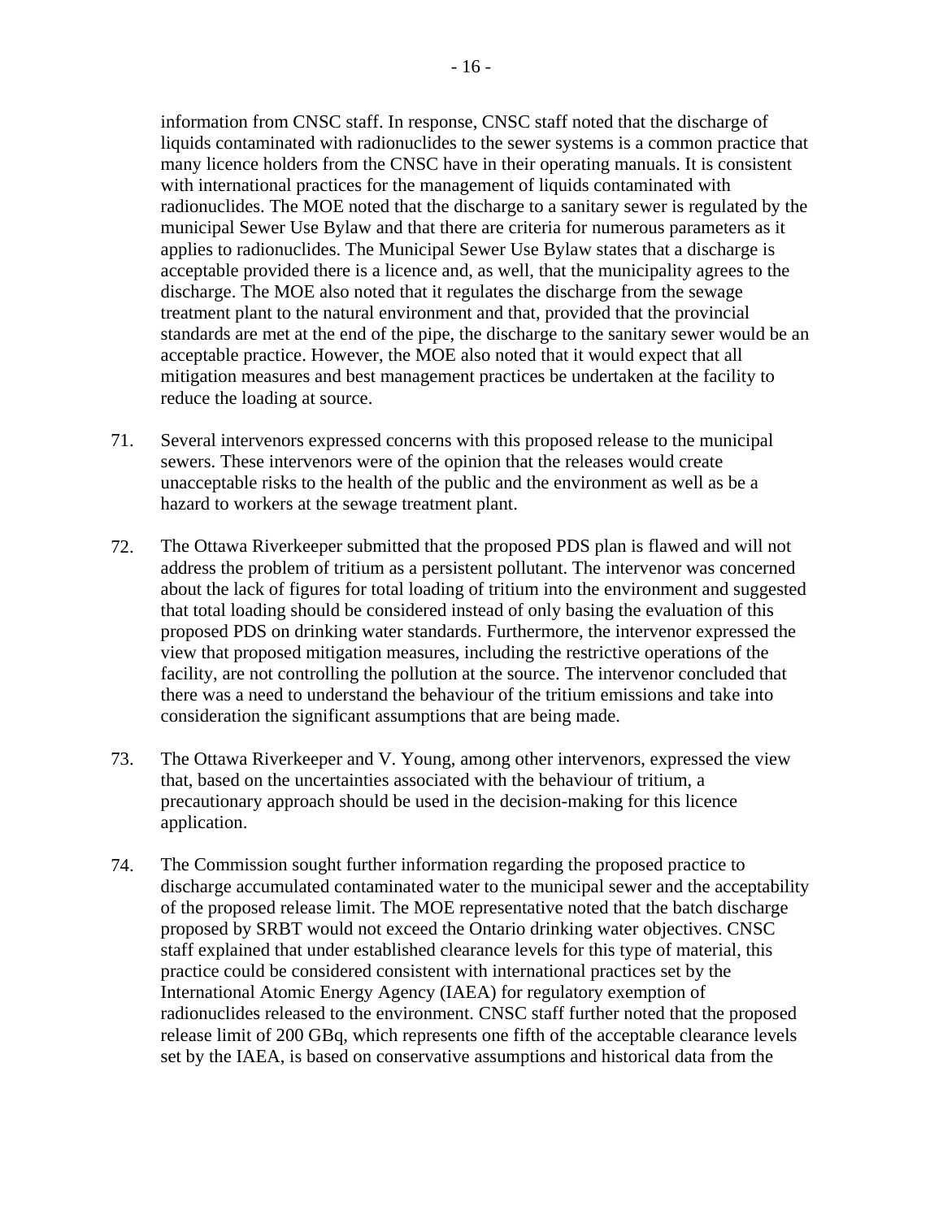information from CNSC staff. In response, CNSC staff noted that the discharge of liquids contaminated with radionuclides to the sewer systems is a common practice that many licence holders from the CNSC have in their operating manuals. It is consistent with international practices for the management of liquids contaminated with radionuclides. The MOE noted that the discharge to a sanitary sewer is regulated by the municipal Sewer Use Bylaw and that there are criteria for numerous parameters as it applies to radionuclides. The Municipal Sewer Use Bylaw states that a discharge is acceptable provided there is a licence and, as well, that the municipality agrees to the discharge. The MOE also noted that it regulates the discharge from the sewage treatment plant to the natural environment and that, provided that the provincial standards are met at the end of the pipe, the discharge to the sanitary sewer would be an acceptable practice. However, the MOE also noted that it would expect that all mitigation measures and best management practices be undertaken at the facility to reduce the loading at source.

71. Several intervenors expressed concerns with this proposed release to the municipal sewers. These intervenors were of the opinion that the releases would create unacceptable risks to the health of the public and the environment as well as be a hazard to workers at the sewage treatment plant.

72. The Ottawa Riverkeeper submitted that the proposed PDS plan is flawed and will not address the problem of tritium as a persistent pollutant. The intervenor was concerned about the lack of figures for total loading of tritium into the environment and suggested that total loading should be considered instead of only basing the evaluation of this proposed PDS on drinking water standards. Furthermore, the intervenor expressed the view that proposed mitigation measures, including the restrictive operations of the facility, are not controlling the pollution at the source. The intervenor concluded that there was a need to understand the behaviour of the tritium emissions and take into consideration the significant assumptions that are being made.

73. The Ottawa Riverkeeper and V. Young, among other intervenors, expressed the view that, based on the uncertainties associated with the behaviour of tritium, a precautionary approach should be used in the decision-making for this licence application.

74. The Commission sought further information regarding the proposed practice to discharge accumulated contaminated water to the municipal sewer and the acceptability of the proposed release limit. The MOE representative noted that the batch discharge proposed by SRBT would not exceed the Ontario drinking water objectives. CNSC staff explained that under established clearance levels for this type of material, this practice could be considered consistent with international practices set by the International Atomic Energy Agency (IAEA) for regulatory exemption of radionuclides released to the environment. CNSC staff further noted that the proposed release limit of 200 GBq, which represents one fifth of the acceptable clearance levels set by the IAEA, is based on conservative assumptions and historical data from the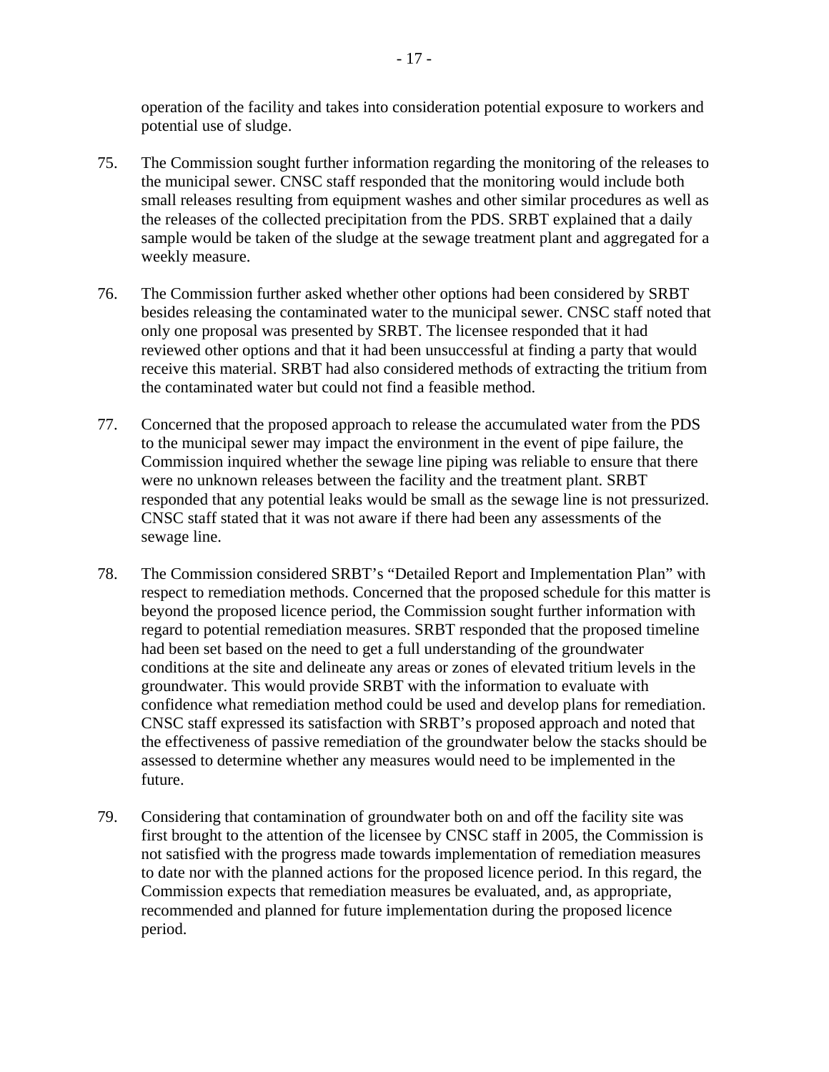operation of the facility and takes into consideration potential exposure to workers and potential use of sludge.

75. The Commission sought further information regarding the monitoring of the releases to the municipal sewer. CNSC staff responded that the monitoring would include both small releases resulting from equipment washes and other similar procedures as well as the releases of the collected precipitation from the PDS. SRBT explained that a daily sample would be taken of the sludge at the sewage treatment plant and aggregated for a weekly measure.

76. The Commission further asked whether other options had been considered by SRBT besides releasing the contaminated water to the municipal sewer. CNSC staff noted that only one proposal was presented by SRBT. The licensee responded that it had reviewed other options and that it had been unsuccessful at finding a party that would receive this material. SRBT had also considered methods of extracting the tritium from the contaminated water but could not find a feasible method.

77. Concerned that the proposed approach to release the accumulated water from the PDS to the municipal sewer may impact the environment in the event of pipe failure, the Commission inquired whether the sewage line piping was reliable to ensure that there were no unknown releases between the facility and the treatment plant. SRBT responded that any potential leaks would be small as the sewage line is not pressurized. CNSC staff stated that it was not aware if there had been any assessments of the sewage line.

78. The Commission considered SRBT's "Detailed Report and Implementation Plan" with respect to remediation methods. Concerned that the proposed schedule for this matter is beyond the proposed licence period, the Commission sought further information with regard to potential remediation measures. SRBT responded that the proposed timeline had been set based on the need to get a full understanding of the groundwater conditions at the site and delineate any areas or zones of elevated tritium levels in the groundwater. This would provide SRBT with the information to evaluate with confidence what remediation method could be used and develop plans for remediation. CNSC staff expressed its satisfaction with SRBT's proposed approach and noted that the effectiveness of passive remediation of the groundwater below the stacks should be assessed to determine whether any measures would need to be implemented in the future.

79. Considering that contamination of groundwater both on and off the facility site was first brought to the attention of the licensee by CNSC staff in 2005, the Commission is not satisfied with the progress made towards implementation of remediation measures to date nor with the planned actions for the proposed licence period. In this regard, the Commission expects that remediation measures be evaluated, and, as appropriate, recommended and planned for future implementation during the proposed licence period.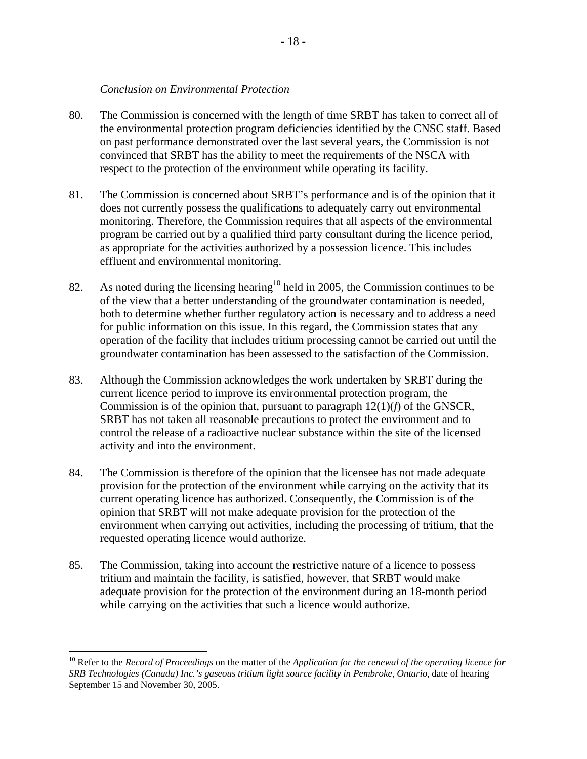*Conclusion on Environmental Protection*

80. The Commission is concerned with the length of time SRBT has taken to correct all of the environmental protection program deficiencies identified by the CNSC staff. Based on past performance demonstrated over the last several years, the Commission is not convinced that SRBT has the ability to meet the requirements of the NSCA with respect to the protection of the environment while operating its facility.

81. The Commission is concerned about SRBT's performance and is of the opinion that it does not currently possess the qualifications to adequately carry out environmental monitoring. Therefore, the Commission requires that all aspects of the environmental program be carried out by a qualified third party consultant during the licence period, as appropriate for the activities authorized by a possession licence. This includes effluent and environmental monitoring.

82. As noted during the licensing hearing[10] held in 2005, the Commission continues to be of the view that a better understanding of the groundwater contamination is needed, both to determine whether further regulatory action is necessary and to address a need for public information on this issue. In this regard, the Commission states that any operation of the facility that includes tritium processing cannot be carried out until the groundwater contamination has been assessed to the satisfaction of the Commission.

83. Although the Commission acknowledges the work undertaken by SRBT during the current licence period to improve its environmental protection program, the Commission is of the opinion that, pursuant to paragraph 12(1)(*f*) of the GNSCR, SRBT has not taken all reasonable precautions to protect the environment and to control the release of a radioactive nuclear substance within the site of the licensed activity and into the environment.

84. The Commission is therefore of the opinion that the licensee has not made adequate provision for the protection of the environment while carrying on the activity that its current operating licence has authorized. Consequently, the Commission is of the opinion that SRBT will not make adequate provision for the protection of the environment when carrying out activities, including the processing of tritium, that the requested operating licence would authorize.

85. The Commission, taking into account the restrictive nature of a licence to possess tritium and maintain the facility, is satisfied, however, that SRBT would make adequate provision for the protection of the environment during an 18-month period while carrying on the activities that such a licence would authorize.

[10] Refer to the *Record of Proceedings* on the matter of the *Application for the renewal of the operating licence for SRB Technologies (Canada) Inc.'s gaseous tritium light source facility in Pembroke, Ontario*, date of hearing September 15 and November 30, 2005.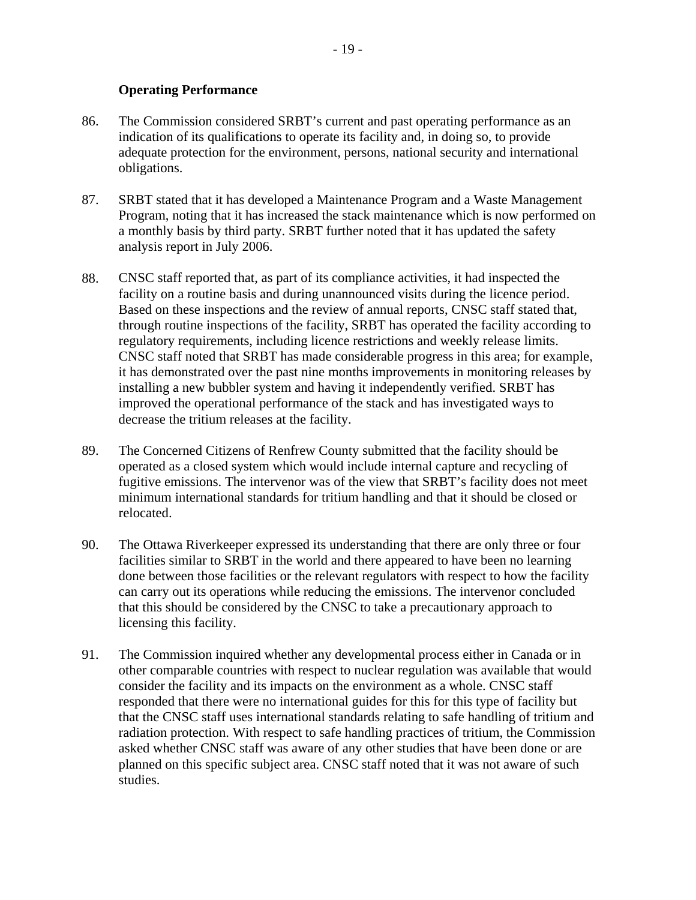**Operating Performance**

86. The Commission considered SRBT's current and past operating performance as an indication of its qualifications to operate its facility and, in doing so, to provide adequate protection for the environment, persons, national security and international obligations.

87. SRBT stated that it has developed a Maintenance Program and a Waste Management Program, noting that it has increased the stack maintenance which is now performed on a monthly basis by third party. SRBT further noted that it has updated the safety analysis report in July 2006.

88. CNSC staff reported that, as part of its compliance activities, it had inspected the facility on a routine basis and during unannounced visits during the licence period. Based on these inspections and the review of annual reports, CNSC staff stated that, through routine inspections of the facility, SRBT has operated the facility according to regulatory requirements, including licence restrictions and weekly release limits. CNSC staff noted that SRBT has made considerable progress in this area; for example, it has demonstrated over the past nine months improvements in monitoring releases by installing a new bubbler system and having it independently verified. SRBT has improved the operational performance of the stack and has investigated ways to decrease the tritium releases at the facility.

89. The Concerned Citizens of Renfrew County submitted that the facility should be operated as a closed system which would include internal capture and recycling of fugitive emissions. The intervenor was of the view that SRBT's facility does not meet minimum international standards for tritium handling and that it should be closed or relocated.

90. The Ottawa Riverkeeper expressed its understanding that there are only three or four facilities similar to SRBT in the world and there appeared to have been no learning done between those facilities or the relevant regulators with respect to how the facility can carry out its operations while reducing the emissions. The intervenor concluded that this should be considered by the CNSC to take a precautionary approach to licensing this facility.

91. The Commission inquired whether any developmental process either in Canada or in other comparable countries with respect to nuclear regulation was available that would consider the facility and its impacts on the environment as a whole. CNSC staff responded that there were no international guides for this for this type of facility but that the CNSC staff uses international standards relating to safe handling of tritium and radiation protection. With respect to safe handling practices of tritium, the Commission asked whether CNSC staff was aware of any other studies that have been done or are planned on this specific subject area. CNSC staff noted that it was not aware of such studies.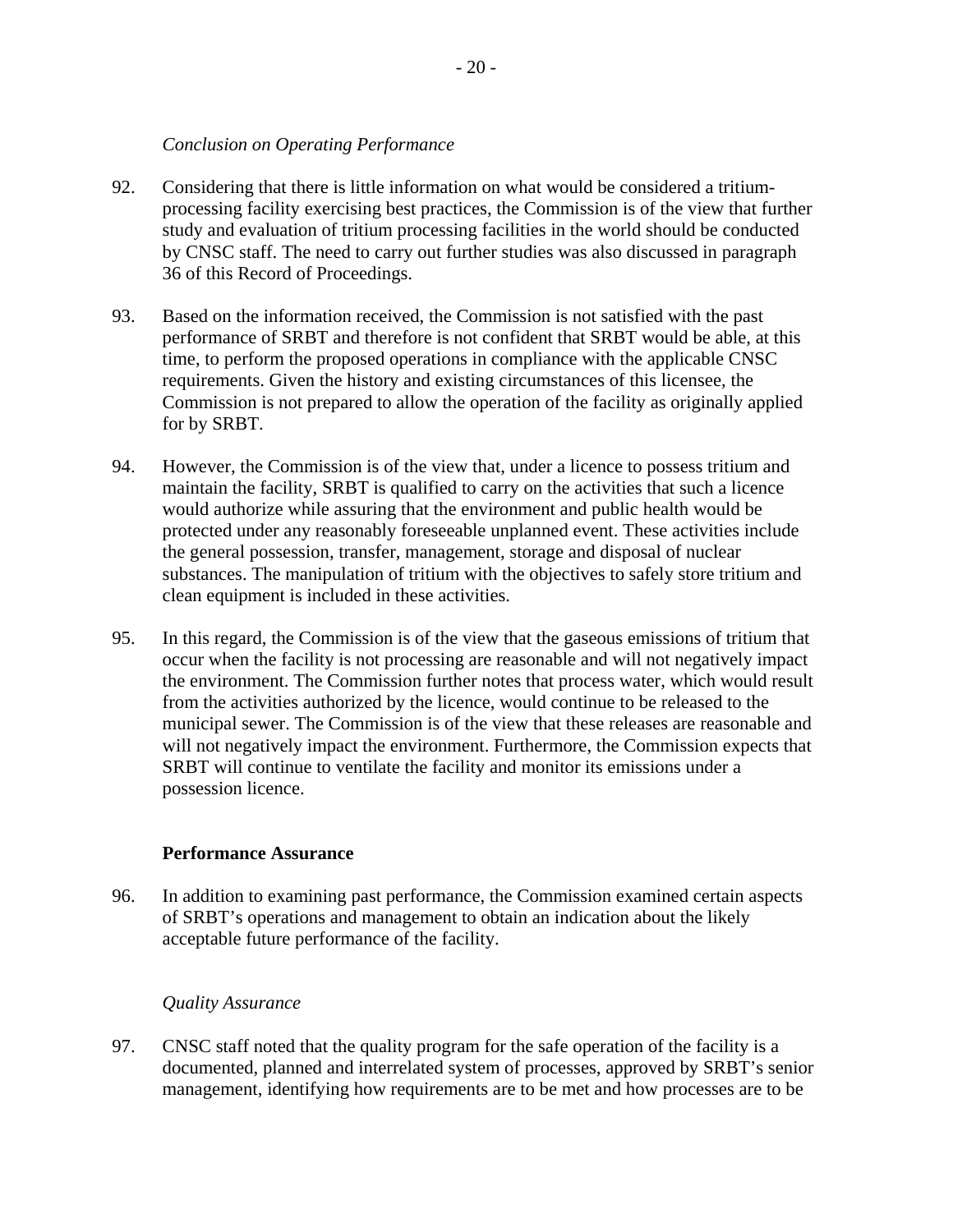*Conclusion on Operating Performance*

92. Considering that there is little information on what would be considered a tritium-processing facility exercising best practices, the Commission is of the view that further study and evaluation of tritium processing facilities in the world should be conducted by CNSC staff. The need to carry out further studies was also discussed in paragraph 36 of this Record of Proceedings.

93. Based on the information received, the Commission is not satisfied with the past performance of SRBT and therefore is not confident that SRBT would be able, at this time, to perform the proposed operations in compliance with the applicable CNSC requirements. Given the history and existing circumstances of this licensee, the Commission is not prepared to allow the operation of the facility as originally applied for by SRBT.

94. However, the Commission is of the view that, under a licence to possess tritium and maintain the facility, SRBT is qualified to carry on the activities that such a licence would authorize while assuring that the environment and public health would be protected under any reasonably foreseeable unplanned event. These activities include the general possession, transfer, management, storage and disposal of nuclear substances. The manipulation of tritium with the objectives to safely store tritium and clean equipment is included in these activities.

95. In this regard, the Commission is of the view that the gaseous emissions of tritium that occur when the facility is not processing are reasonable and will not negatively impact the environment. The Commission further notes that process water, which would result from the activities authorized by the licence, would continue to be released to the municipal sewer. The Commission is of the view that these releases are reasonable and will not negatively impact the environment. Furthermore, the Commission expects that SRBT will continue to ventilate the facility and monitor its emissions under a possession licence.

**Performance Assurance**

96. In addition to examining past performance, the Commission examined certain aspects of SRBT's operations and management to obtain an indication about the likely acceptable future performance of the facility.

*Quality Assurance*

97. CNSC staff noted that the quality program for the safe operation of the facility is a documented, planned and interrelated system of processes, approved by SRBT's senior management, identifying how requirements are to be met and how processes are to be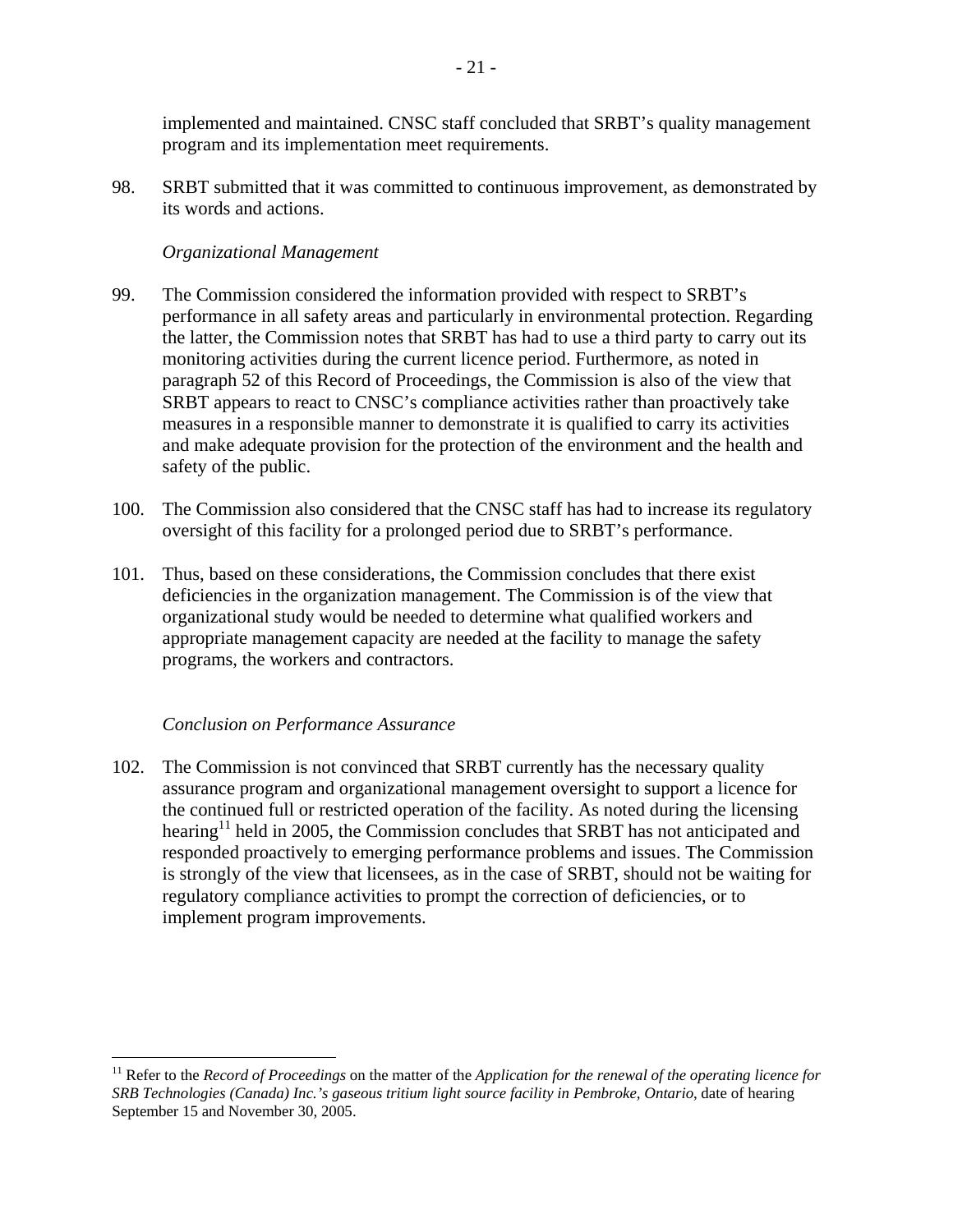implemented and maintained. CNSC staff concluded that SRBT's quality management program and its implementation meet requirements.

98. SRBT submitted that it was committed to continuous improvement, as demonstrated by its words and actions.

*Organizational Management*

99. The Commission considered the information provided with respect to SRBT's performance in all safety areas and particularly in environmental protection. Regarding the latter, the Commission notes that SRBT has had to use a third party to carry out its monitoring activities during the current licence period. Furthermore, as noted in paragraph 52 of this Record of Proceedings, the Commission is also of the view that SRBT appears to react to CNSC's compliance activities rather than proactively take measures in a responsible manner to demonstrate it is qualified to carry its activities and make adequate provision for the protection of the environment and the health and safety of the public.

100. The Commission also considered that the CNSC staff has had to increase its regulatory oversight of this facility for a prolonged period due to SRBT's performance.

101. Thus, based on these considerations, the Commission concludes that there exist deficiencies in the organization management. The Commission is of the view that organizational study would be needed to determine what qualified workers and appropriate management capacity are needed at the facility to manage the safety programs, the workers and contractors.

*Conclusion on Performance Assurance*

102. The Commission is not convinced that SRBT currently has the necessary quality assurance program and organizational management oversight to support a licence for the continued full or restricted operation of the facility. As noted during the licensing hearing[11] held in 2005, the Commission concludes that SRBT has not anticipated and responded proactively to emerging performance problems and issues. The Commission is strongly of the view that licensees, as in the case of SRBT, should not be waiting for regulatory compliance activities to prompt the correction of deficiencies, or to implement program improvements.

---

[11] Refer to the *Record of Proceedings* on the matter of the *Application for the renewal of the operating licence for SRB Technologies (Canada) Inc.'s gaseous tritium light source facility in Pembroke, Ontario*, date of hearing September 15 and November 30, 2005.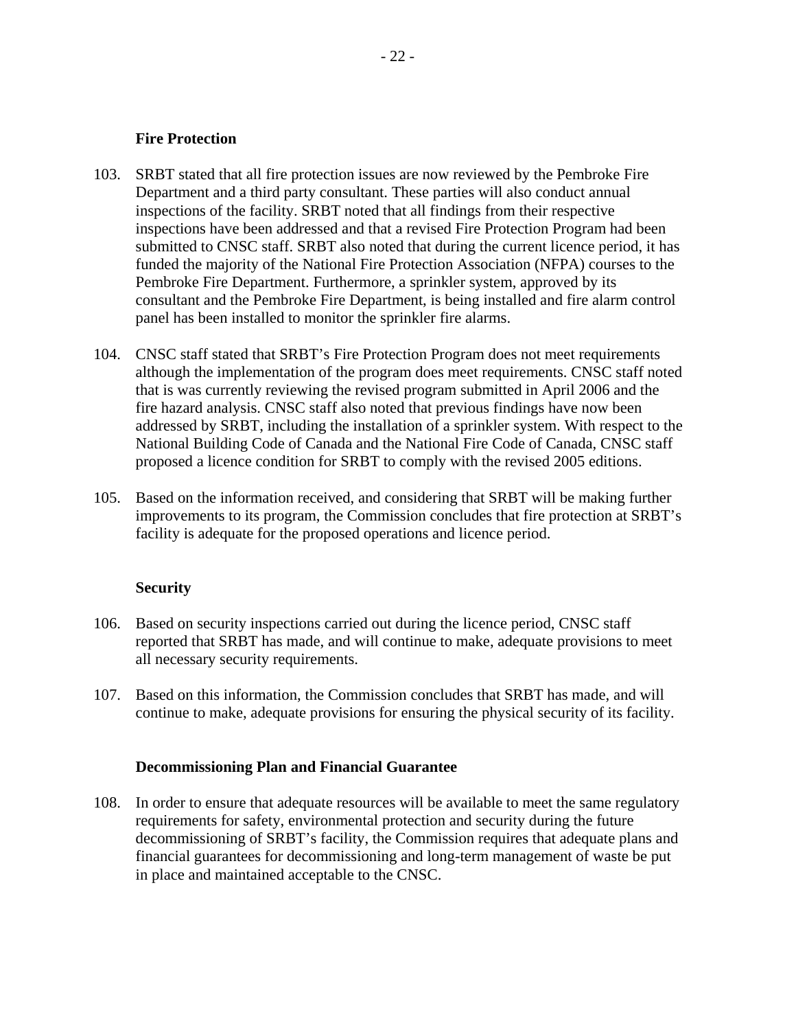### Fire Protection

103. SRBT stated that all fire protection issues are now reviewed by the Pembroke Fire Department and a third party consultant. These parties will also conduct annual inspections of the facility. SRBT noted that all findings from their respective inspections have been addressed and that a revised Fire Protection Program had been submitted to CNSC staff. SRBT also noted that during the current licence period, it has funded the majority of the National Fire Protection Association (NFPA) courses to the Pembroke Fire Department. Furthermore, a sprinkler system, approved by its consultant and the Pembroke Fire Department, is being installed and fire alarm control panel has been installed to monitor the sprinkler fire alarms.

104. CNSC staff stated that SRBT's Fire Protection Program does not meet requirements although the implementation of the program does meet requirements. CNSC staff noted that is was currently reviewing the revised program submitted in April 2006 and the fire hazard analysis. CNSC staff also noted that previous findings have now been addressed by SRBT, including the installation of a sprinkler system. With respect to the National Building Code of Canada and the National Fire Code of Canada, CNSC staff proposed a licence condition for SRBT to comply with the revised 2005 editions.

105. Based on the information received, and considering that SRBT will be making further improvements to its program, the Commission concludes that fire protection at SRBT's facility is adequate for the proposed operations and licence period.

### Security

106. Based on security inspections carried out during the licence period, CNSC staff reported that SRBT has made, and will continue to make, adequate provisions to meet all necessary security requirements.

107. Based on this information, the Commission concludes that SRBT has made, and will continue to make, adequate provisions for ensuring the physical security of its facility.

### Decommissioning Plan and Financial Guarantee

108. In order to ensure that adequate resources will be available to meet the same regulatory requirements for safety, environmental protection and security during the future decommissioning of SRBT's facility, the Commission requires that adequate plans and financial guarantees for decommissioning and long-term management of waste be put in place and maintained acceptable to the CNSC.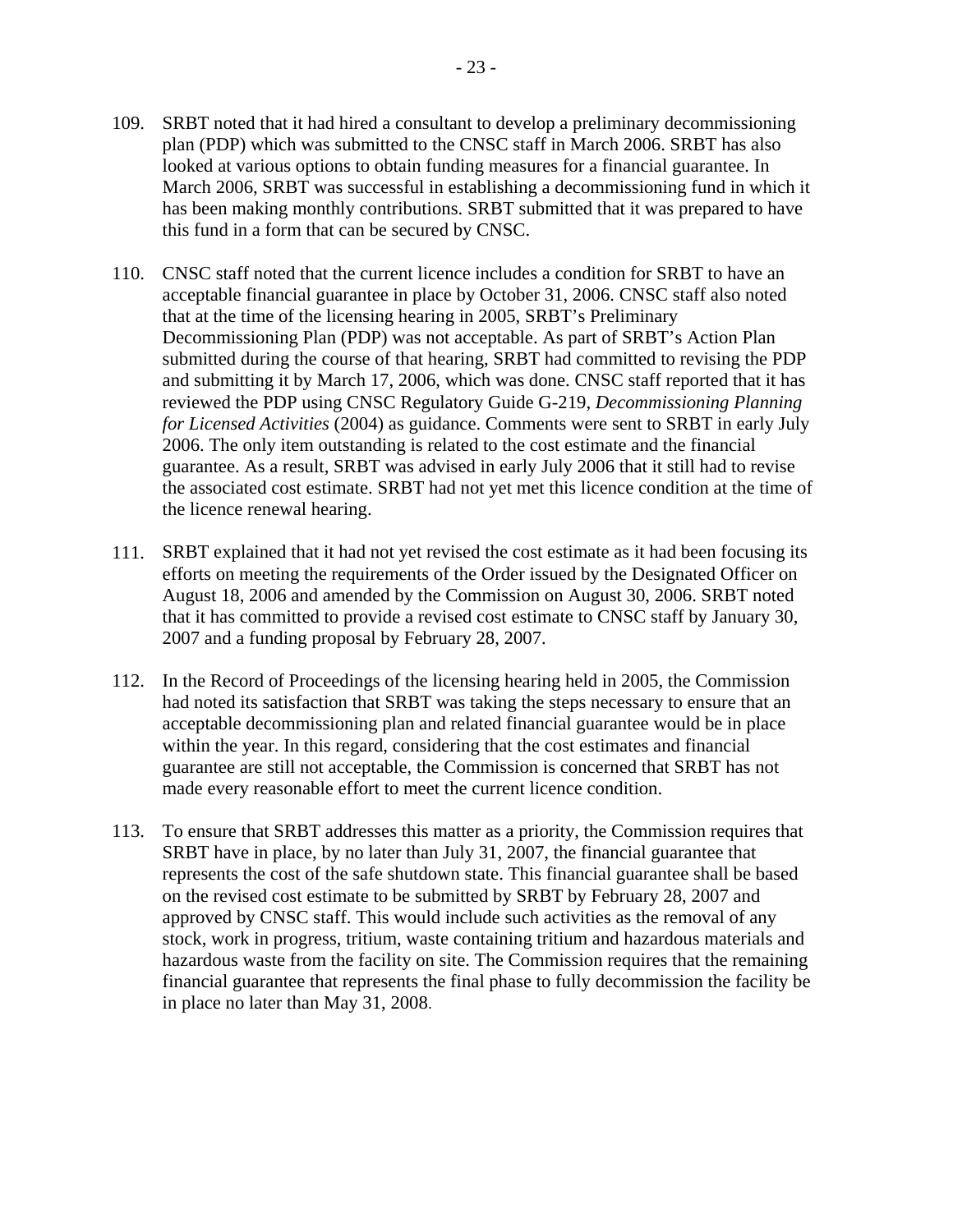109. SRBT noted that it had hired a consultant to develop a preliminary decommissioning plan (PDP) which was submitted to the CNSC staff in March 2006. SRBT has also looked at various options to obtain funding measures for a financial guarantee. In March 2006, SRBT was successful in establishing a decommissioning fund in which it has been making monthly contributions. SRBT submitted that it was prepared to have this fund in a form that can be secured by CNSC.

110. CNSC staff noted that the current licence includes a condition for SRBT to have an acceptable financial guarantee in place by October 31, 2006. CNSC staff also noted that at the time of the licensing hearing in 2005, SRBT's Preliminary Decommissioning Plan (PDP) was not acceptable. As part of SRBT's Action Plan submitted during the course of that hearing, SRBT had committed to revising the PDP and submitting it by March 17, 2006, which was done. CNSC staff reported that it has reviewed the PDP using CNSC Regulatory Guide G-219, *Decommissioning Planning for Licensed Activities* (2004) as guidance. Comments were sent to SRBT in early July 2006. The only item outstanding is related to the cost estimate and the financial guarantee. As a result, SRBT was advised in early July 2006 that it still had to revise the associated cost estimate. SRBT had not yet met this licence condition at the time of the licence renewal hearing.

111. SRBT explained that it had not yet revised the cost estimate as it had been focusing its efforts on meeting the requirements of the Order issued by the Designated Officer on August 18, 2006 and amended by the Commission on August 30, 2006. SRBT noted that it has committed to provide a revised cost estimate to CNSC staff by January 30, 2007 and a funding proposal by February 28, 2007.

112. In the Record of Proceedings of the licensing hearing held in 2005, the Commission had noted its satisfaction that SRBT was taking the steps necessary to ensure that an acceptable decommissioning plan and related financial guarantee would be in place within the year. In this regard, considering that the cost estimates and financial guarantee are still not acceptable, the Commission is concerned that SRBT has not made every reasonable effort to meet the current licence condition.

113. To ensure that SRBT addresses this matter as a priority, the Commission requires that SRBT have in place, by no later than July 31, 2007, the financial guarantee that represents the cost of the safe shutdown state. This financial guarantee shall be based on the revised cost estimate to be submitted by SRBT by February 28, 2007 and approved by CNSC staff. This would include such activities as the removal of any stock, work in progress, tritium, waste containing tritium and hazardous materials and hazardous waste from the facility on site. The Commission requires that the remaining financial guarantee that represents the final phase to fully decommission the facility be in place no later than May 31, 2008.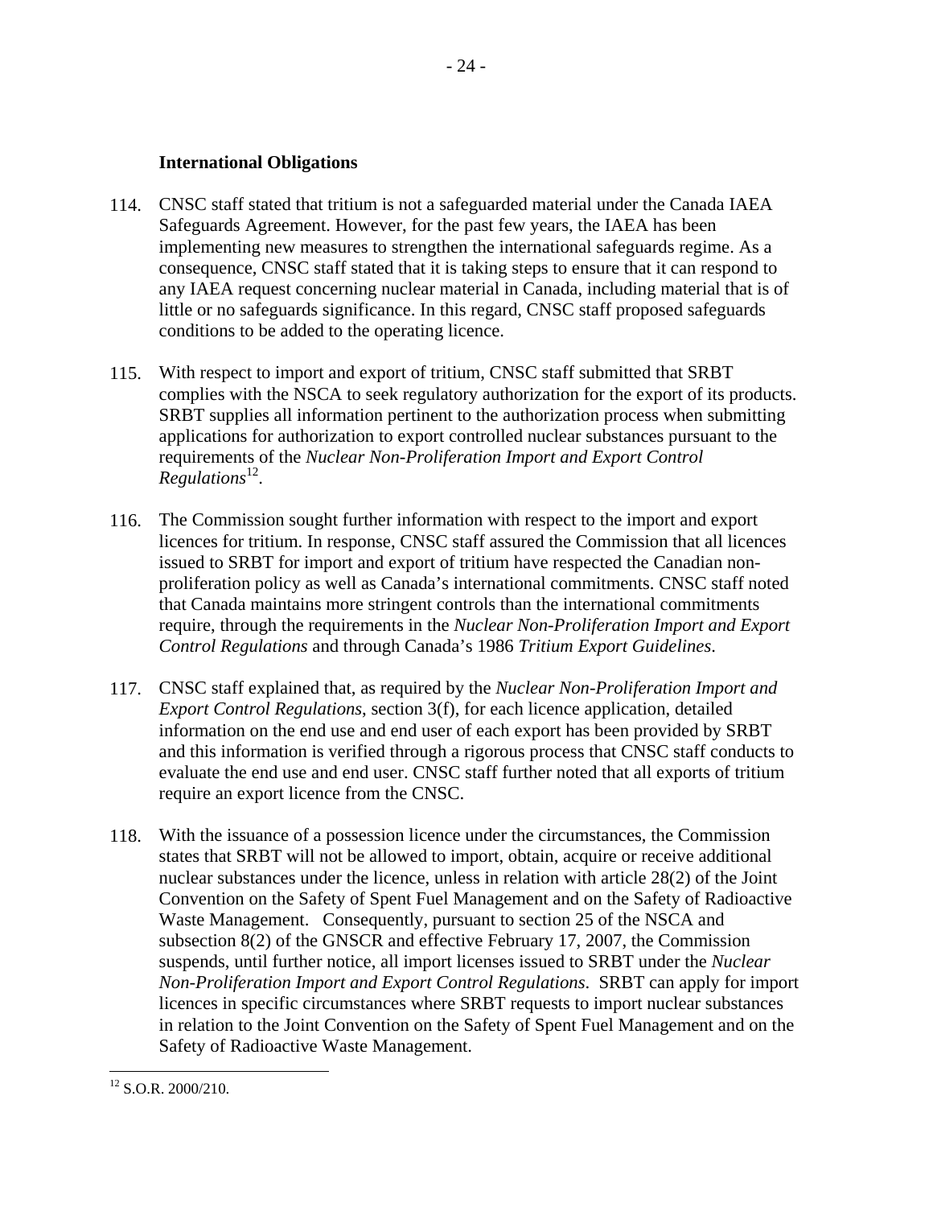**International Obligations**

114. CNSC staff stated that tritium is not a safeguarded material under the Canada IAEA Safeguards Agreement. However, for the past few years, the IAEA has been implementing new measures to strengthen the international safeguards regime. As a consequence, CNSC staff stated that it is taking steps to ensure that it can respond to any IAEA request concerning nuclear material in Canada, including material that is of little or no safeguards significance. In this regard, CNSC staff proposed safeguards conditions to be added to the operating licence.

115. With respect to import and export of tritium, CNSC staff submitted that SRBT complies with the NSCA to seek regulatory authorization for the export of its products. SRBT supplies all information pertinent to the authorization process when submitting applications for authorization to export controlled nuclear substances pursuant to the requirements of the *Nuclear Non-Proliferation Import and Export Control Regulations*[12].

116. The Commission sought further information with respect to the import and export licences for tritium. In response, CNSC staff assured the Commission that all licences issued to SRBT for import and export of tritium have respected the Canadian non-proliferation policy as well as Canada's international commitments. CNSC staff noted that Canada maintains more stringent controls than the international commitments require, through the requirements in the *Nuclear Non-Proliferation Import and Export Control Regulations* and through Canada's 1986 *Tritium Export Guidelines*.

117. CNSC staff explained that, as required by the *Nuclear Non-Proliferation Import and Export Control Regulations*, section 3(f), for each licence application, detailed information on the end use and end user of each export has been provided by SRBT and this information is verified through a rigorous process that CNSC staff conducts to evaluate the end use and end user. CNSC staff further noted that all exports of tritium require an export licence from the CNSC.

118. With the issuance of a possession licence under the circumstances, the Commission states that SRBT will not be allowed to import, obtain, acquire or receive additional nuclear substances under the licence, unless in relation with article 28(2) of the Joint Convention on the Safety of Spent Fuel Management and on the Safety of Radioactive Waste Management. Consequently, pursuant to section 25 of the NSCA and subsection 8(2) of the GNSCR and effective February 17, 2007, the Commission suspends, until further notice, all import licenses issued to SRBT under the *Nuclear Non-Proliferation Import and Export Control Regulations*. SRBT can apply for import licences in specific circumstances where SRBT requests to import nuclear substances in relation to the Joint Convention on the Safety of Spent Fuel Management and on the Safety of Radioactive Waste Management.

---

[12] S.O.R. 2000/210.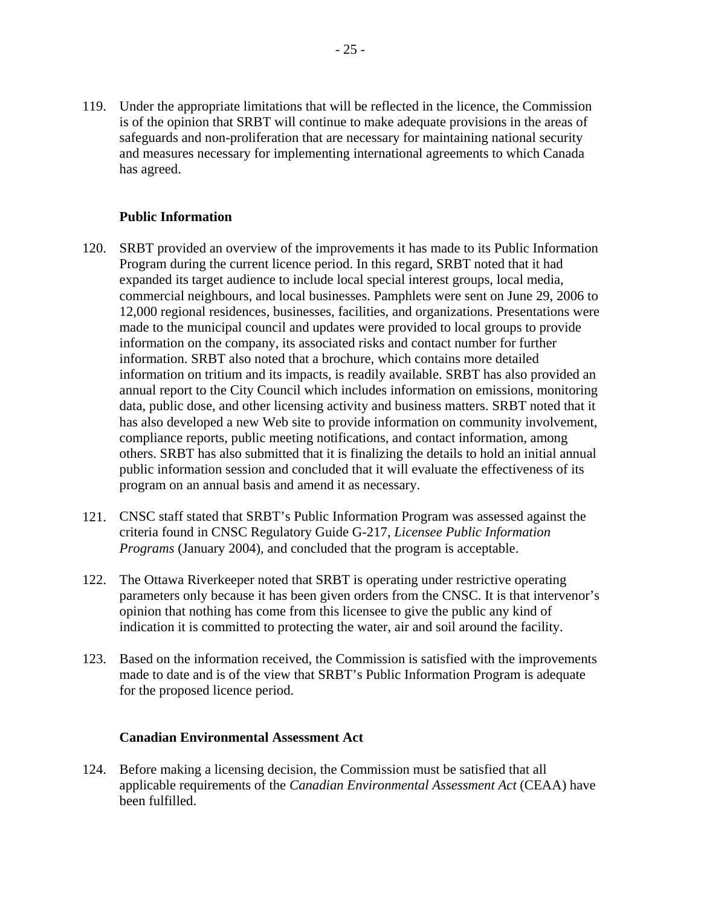119. Under the appropriate limitations that will be reflected in the licence, the Commission is of the opinion that SRBT will continue to make adequate provisions in the areas of safeguards and non-proliferation that are necessary for maintaining national security and measures necessary for implementing international agreements to which Canada has agreed.

**Public Information**

120. SRBT provided an overview of the improvements it has made to its Public Information Program during the current licence period. In this regard, SRBT noted that it had expanded its target audience to include local special interest groups, local media, commercial neighbours, and local businesses. Pamphlets were sent on June 29, 2006 to 12,000 regional residences, businesses, facilities, and organizations. Presentations were made to the municipal council and updates were provided to local groups to provide information on the company, its associated risks and contact number for further information. SRBT also noted that a brochure, which contains more detailed information on tritium and its impacts, is readily available. SRBT has also provided an annual report to the City Council which includes information on emissions, monitoring data, public dose, and other licensing activity and business matters. SRBT noted that it has also developed a new Web site to provide information on community involvement, compliance reports, public meeting notifications, and contact information, among others. SRBT has also submitted that it is finalizing the details to hold an initial annual public information session and concluded that it will evaluate the effectiveness of its program on an annual basis and amend it as necessary.

121. CNSC staff stated that SRBT's Public Information Program was assessed against the criteria found in CNSC Regulatory Guide G-217, *Licensee Public Information Programs* (January 2004), and concluded that the program is acceptable.

122. The Ottawa Riverkeeper noted that SRBT is operating under restrictive operating parameters only because it has been given orders from the CNSC. It is that intervenor's opinion that nothing has come from this licensee to give the public any kind of indication it is committed to protecting the water, air and soil around the facility.

123. Based on the information received, the Commission is satisfied with the improvements made to date and is of the view that SRBT's Public Information Program is adequate for the proposed licence period.

**Canadian Environmental Assessment Act**

124. Before making a licensing decision, the Commission must be satisfied that all applicable requirements of the *Canadian Environmental Assessment Act* (CEAA) have been fulfilled.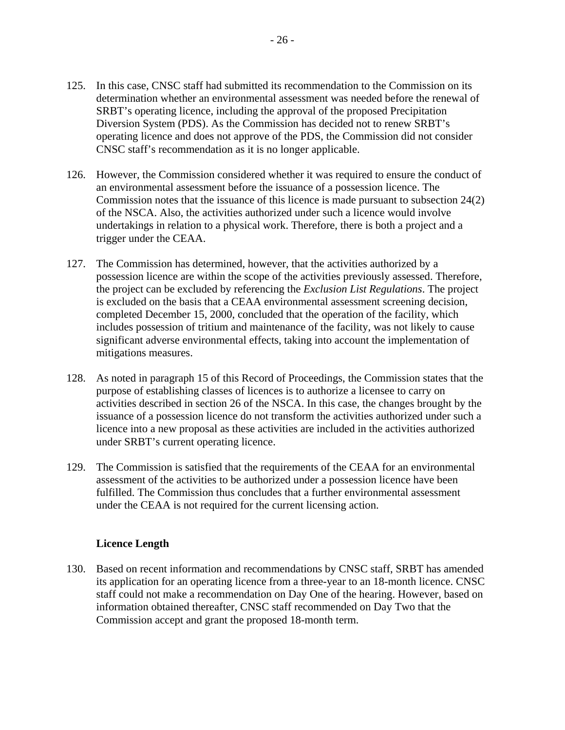125. In this case, CNSC staff had submitted its recommendation to the Commission on its determination whether an environmental assessment was needed before the renewal of SRBT's operating licence, including the approval of the proposed Precipitation Diversion System (PDS). As the Commission has decided not to renew SRBT's operating licence and does not approve of the PDS, the Commission did not consider CNSC staff's recommendation as it is no longer applicable.

126. However, the Commission considered whether it was required to ensure the conduct of an environmental assessment before the issuance of a possession licence. The Commission notes that the issuance of this licence is made pursuant to subsection 24(2) of the NSCA. Also, the activities authorized under such a licence would involve undertakings in relation to a physical work. Therefore, there is both a project and a trigger under the CEAA.

127. The Commission has determined, however, that the activities authorized by a possession licence are within the scope of the activities previously assessed. Therefore, the project can be excluded by referencing the *Exclusion List Regulations*. The project is excluded on the basis that a CEAA environmental assessment screening decision, completed December 15, 2000, concluded that the operation of the facility, which includes possession of tritium and maintenance of the facility, was not likely to cause significant adverse environmental effects, taking into account the implementation of mitigations measures.

128. As noted in paragraph 15 of this Record of Proceedings, the Commission states that the purpose of establishing classes of licences is to authorize a licensee to carry on activities described in section 26 of the NSCA. In this case, the changes brought by the issuance of a possession licence do not transform the activities authorized under such a licence into a new proposal as these activities are included in the activities authorized under SRBT's current operating licence.

129. The Commission is satisfied that the requirements of the CEAA for an environmental assessment of the activities to be authorized under a possession licence have been fulfilled. The Commission thus concludes that a further environmental assessment under the CEAA is not required for the current licensing action.

### Licence Length

130. Based on recent information and recommendations by CNSC staff, SRBT has amended its application for an operating licence from a three-year to an 18-month licence. CNSC staff could not make a recommendation on Day One of the hearing. However, based on information obtained thereafter, CNSC staff recommended on Day Two that the Commission accept and grant the proposed 18-month term.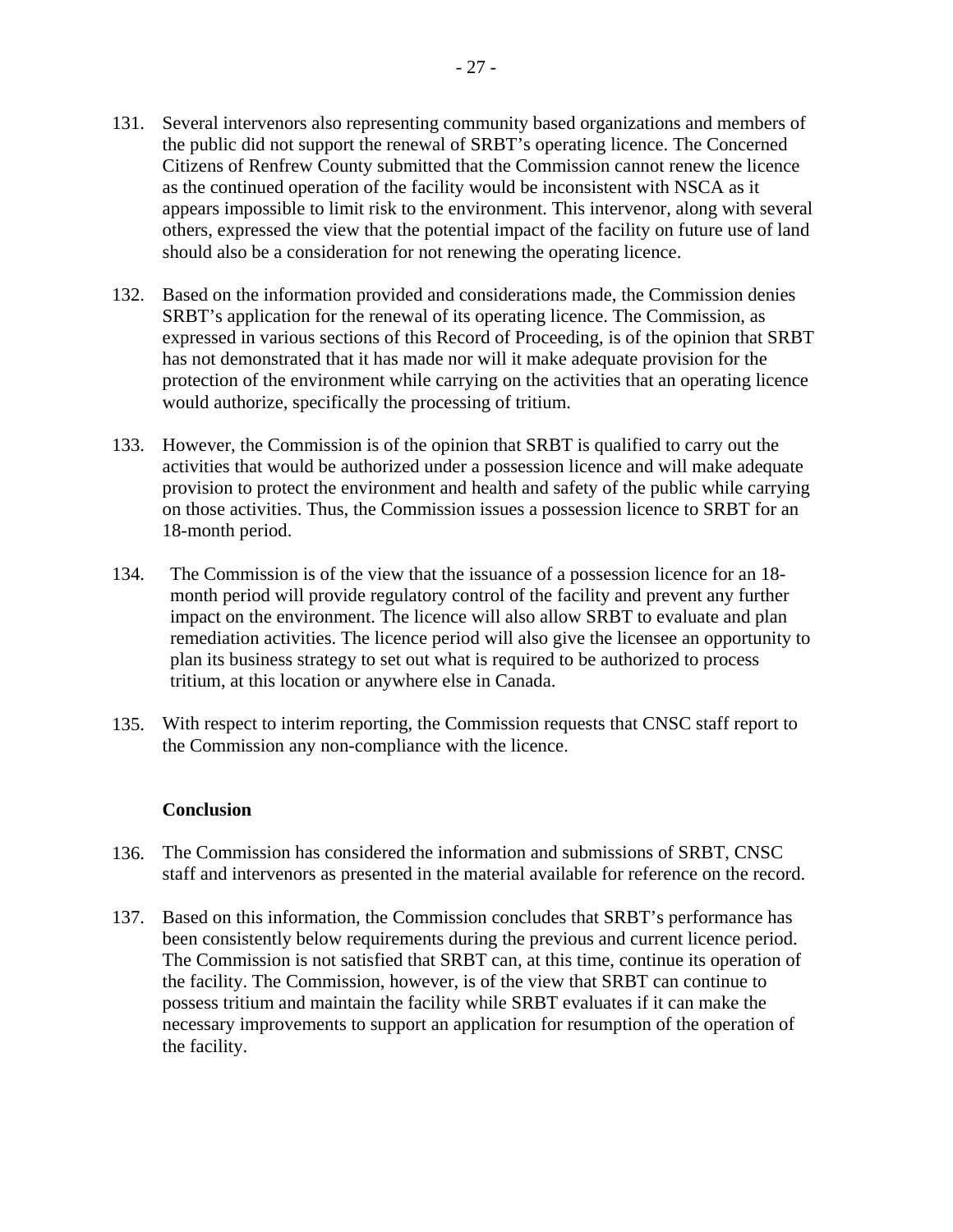131. Several intervenors also representing community based organizations and members of the public did not support the renewal of SRBT's operating licence. The Concerned Citizens of Renfrew County submitted that the Commission cannot renew the licence as the continued operation of the facility would be inconsistent with NSCA as it appears impossible to limit risk to the environment. This intervenor, along with several others, expressed the view that the potential impact of the facility on future use of land should also be a consideration for not renewing the operating licence.

132. Based on the information provided and considerations made, the Commission denies SRBT's application for the renewal of its operating licence. The Commission, as expressed in various sections of this Record of Proceeding, is of the opinion that SRBT has not demonstrated that it has made nor will it make adequate provision for the protection of the environment while carrying on the activities that an operating licence would authorize, specifically the processing of tritium.

133. However, the Commission is of the opinion that SRBT is qualified to carry out the activities that would be authorized under a possession licence and will make adequate provision to protect the environment and health and safety of the public while carrying on those activities. Thus, the Commission issues a possession licence to SRBT for an 18-month period.

134. The Commission is of the view that the issuance of a possession licence for an 18-month period will provide regulatory control of the facility and prevent any further impact on the environment. The licence will also allow SRBT to evaluate and plan remediation activities. The licence period will also give the licensee an opportunity to plan its business strategy to set out what is required to be authorized to process tritium, at this location or anywhere else in Canada.

135. With respect to interim reporting, the Commission requests that CNSC staff report to the Commission any non-compliance with the licence.

**Conclusion**

136. The Commission has considered the information and submissions of SRBT, CNSC staff and intervenors as presented in the material available for reference on the record.

137. Based on this information, the Commission concludes that SRBT's performance has been consistently below requirements during the previous and current licence period. The Commission is not satisfied that SRBT can, at this time, continue its operation of the facility. The Commission, however, is of the view that SRBT can continue to possess tritium and maintain the facility while SRBT evaluates if it can make the necessary improvements to support an application for resumption of the operation of the facility.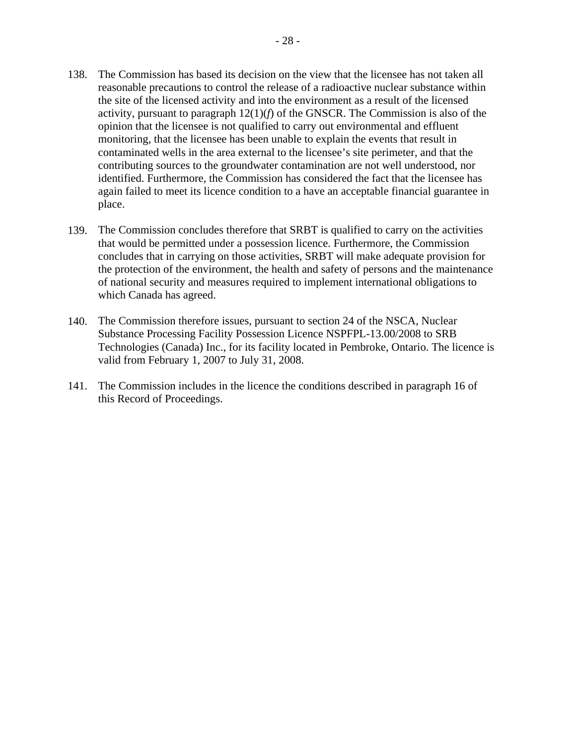138. The Commission has based its decision on the view that the licensee has not taken all reasonable precautions to control the release of a radioactive nuclear substance within the site of the licensed activity and into the environment as a result of the licensed activity, pursuant to paragraph 12(1)(*f*) of the GNSCR. The Commission is also of the opinion that the licensee is not qualified to carry out environmental and effluent monitoring, that the licensee has been unable to explain the events that result in contaminated wells in the area external to the licensee's site perimeter, and that the contributing sources to the groundwater contamination are not well understood, nor identified. Furthermore, the Commission has considered the fact that the licensee has again failed to meet its licence condition to a have an acceptable financial guarantee in place.

139. The Commission concludes therefore that SRBT is qualified to carry on the activities that would be permitted under a possession licence. Furthermore, the Commission concludes that in carrying on those activities, SRBT will make adequate provision for the protection of the environment, the health and safety of persons and the maintenance of national security and measures required to implement international obligations to which Canada has agreed.

140. The Commission therefore issues, pursuant to section 24 of the NSCA, Nuclear Substance Processing Facility Possession Licence NSPFPL-13.00/2008 to SRB Technologies (Canada) Inc., for its facility located in Pembroke, Ontario. The licence is valid from February 1, 2007 to July 31, 2008.

141. The Commission includes in the licence the conditions described in paragraph 16 of this Record of Proceedings.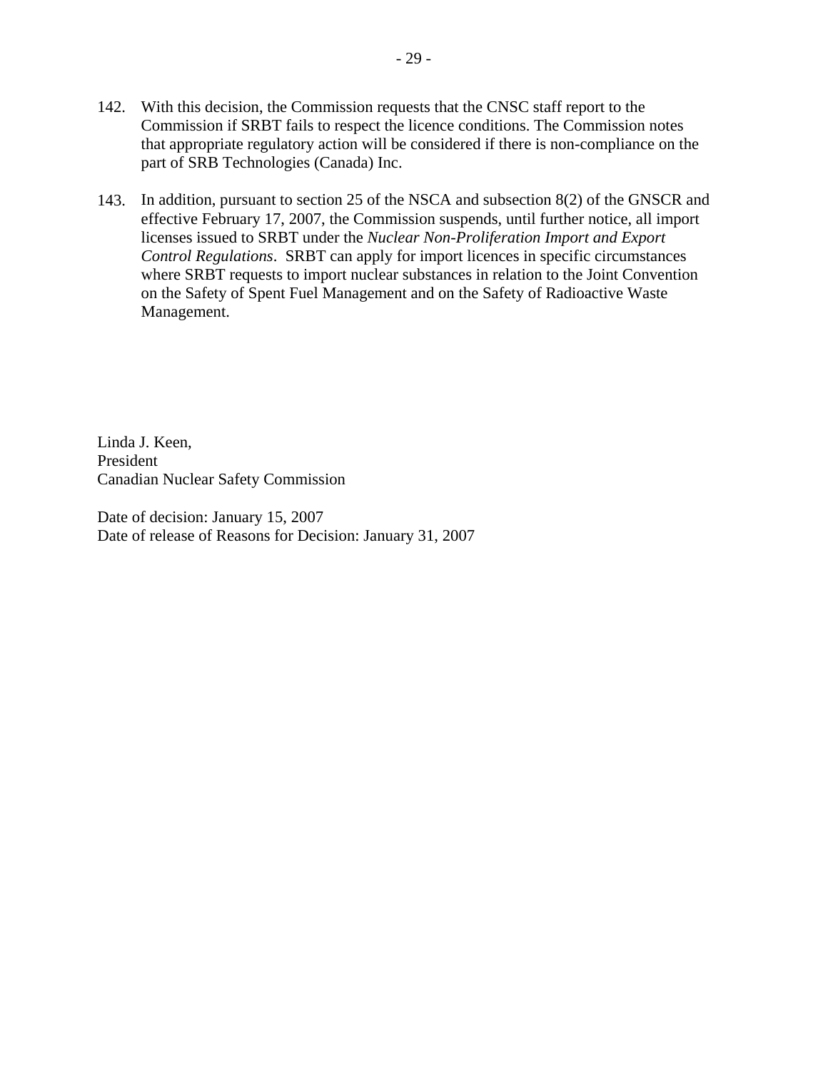142. With this decision, the Commission requests that the CNSC staff report to the Commission if SRBT fails to respect the licence conditions. The Commission notes that appropriate regulatory action will be considered if there is non-compliance on the part of SRB Technologies (Canada) Inc.

143. In addition, pursuant to section 25 of the NSCA and subsection 8(2) of the GNSCR and effective February 17, 2007, the Commission suspends, until further notice, all import licenses issued to SRBT under the *Nuclear Non-Proliferation Import and Export Control Regulations*. SRBT can apply for import licences in specific circumstances where SRBT requests to import nuclear substances in relation to the Joint Convention on the Safety of Spent Fuel Management and on the Safety of Radioactive Waste Management.

Linda J. Keen,
President
Canadian Nuclear Safety Commission

Date of decision: January 15, 2007
Date of release of Reasons for Decision: January 31, 2007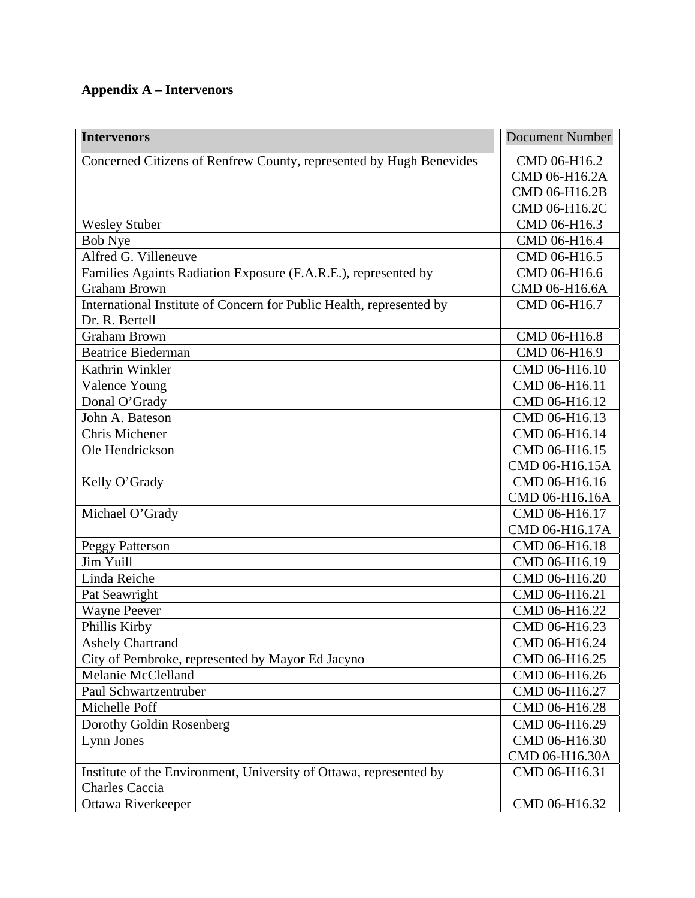**Appendix A – Intervenors**

| Intervenors | Document Number |
| --- | --- |
| Concerned Citizens of Renfrew County, represented by Hugh Benevides | CMD 06-H16.2<br>CMD 06-H16.2A<br>CMD 06-H16.2B<br>CMD 06-H16.2C |
| Wesley Stuber | CMD 06-H16.3 |
| Bob Nye | CMD 06-H16.4 |
| Alfred G. Villeneuve | CMD 06-H16.5 |
| Families Againts Radiation Exposure (F.A.R.E.), represented by Graham Brown | CMD 06-H16.6<br>CMD 06-H16.6A |
| International Institute of Concern for Public Health, represented by Dr. R. Bertell | CMD 06-H16.7 |
| Graham Brown | CMD 06-H16.8 |
| Beatrice Biederman | CMD 06-H16.9 |
| Kathrin Winkler | CMD 06-H16.10 |
| Valence Young | CMD 06-H16.11 |
| Donal O'Grady | CMD 06-H16.12 |
| John A. Bateson | CMD 06-H16.13 |
| Chris Michener | CMD 06-H16.14 |
| Ole Hendrickson | CMD 06-H16.15<br>CMD 06-H16.15A |
| Kelly O'Grady | CMD 06-H16.16<br>CMD 06-H16.16A |
| Michael O'Grady | CMD 06-H16.17<br>CMD 06-H16.17A |
| Peggy Patterson | CMD 06-H16.18 |
| Jim Yuill | CMD 06-H16.19 |
| Linda Reiche | CMD 06-H16.20 |
| Pat Seawright | CMD 06-H16.21 |
| Wayne Peever | CMD 06-H16.22 |
| Phillis Kirby | CMD 06-H16.23 |
| Ashely Chartrand | CMD 06-H16.24 |
| City of Pembroke, represented by Mayor Ed Jacyno | CMD 06-H16.25 |
| Melanie McClelland | CMD 06-H16.26 |
| Paul Schwartzentruber | CMD 06-H16.27 |
| Michelle Poff | CMD 06-H16.28 |
| Dorothy Goldin Rosenberg | CMD 06-H16.29 |
| Lynn Jones | CMD 06-H16.30<br>CMD 06-H16.30A |
| Institute of the Environment, University of Ottawa, represented by Charles Caccia | CMD 06-H16.31 |
| Ottawa Riverkeeper | CMD 06-H16.32 |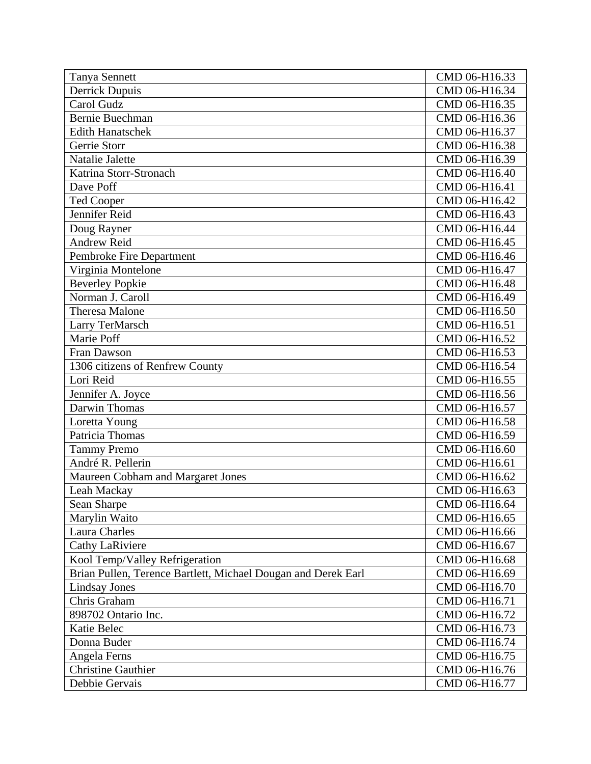| Tanya Sennett | CMD 06-H16.33 |
|---|---|
| Derrick Dupuis | CMD 06-H16.34 |
| Carol Gudz | CMD 06-H16.35 |
| Bernie Buechman | CMD 06-H16.36 |
| Edith Hanatschek | CMD 06-H16.37 |
| Gerrie Storr | CMD 06-H16.38 |
| Natalie Jalette | CMD 06-H16.39 |
| Katrina Storr-Stronach | CMD 06-H16.40 |
| Dave Poff | CMD 06-H16.41 |
| Ted Cooper | CMD 06-H16.42 |
| Jennifer Reid | CMD 06-H16.43 |
| Doug Rayner | CMD 06-H16.44 |
| Andrew Reid | CMD 06-H16.45 |
| Pembroke Fire Department | CMD 06-H16.46 |
| Virginia Montelone | CMD 06-H16.47 |
| Beverley Popkie | CMD 06-H16.48 |
| Norman J. Caroll | CMD 06-H16.49 |
| Theresa Malone | CMD 06-H16.50 |
| Larry TerMarsch | CMD 06-H16.51 |
| Marie Poff | CMD 06-H16.52 |
| Fran Dawson | CMD 06-H16.53 |
| 1306 citizens of Renfrew County | CMD 06-H16.54 |
| Lori Reid | CMD 06-H16.55 |
| Jennifer A. Joyce | CMD 06-H16.56 |
| Darwin Thomas | CMD 06-H16.57 |
| Loretta Young | CMD 06-H16.58 |
| Patricia Thomas | CMD 06-H16.59 |
| Tammy Premo | CMD 06-H16.60 |
| André R. Pellerin | CMD 06-H16.61 |
| Maureen Cobham and Margaret Jones | CMD 06-H16.62 |
| Leah Mackay | CMD 06-H16.63 |
| Sean Sharpe | CMD 06-H16.64 |
| Marylin Waito | CMD 06-H16.65 |
| Laura Charles | CMD 06-H16.66 |
| Cathy LaRiviere | CMD 06-H16.67 |
| Kool Temp/Valley Refrigeration | CMD 06-H16.68 |
| Brian Pullen, Terence Bartlett, Michael Dougan and Derek Earl | CMD 06-H16.69 |
| Lindsay Jones | CMD 06-H16.70 |
| Chris Graham | CMD 06-H16.71 |
| 898702 Ontario Inc. | CMD 06-H16.72 |
| Katie Belec | CMD 06-H16.73 |
| Donna Buder | CMD 06-H16.74 |
| Angela Ferns | CMD 06-H16.75 |
| Christine Gauthier | CMD 06-H16.76 |
| Debbie Gervais | CMD 06-H16.77 |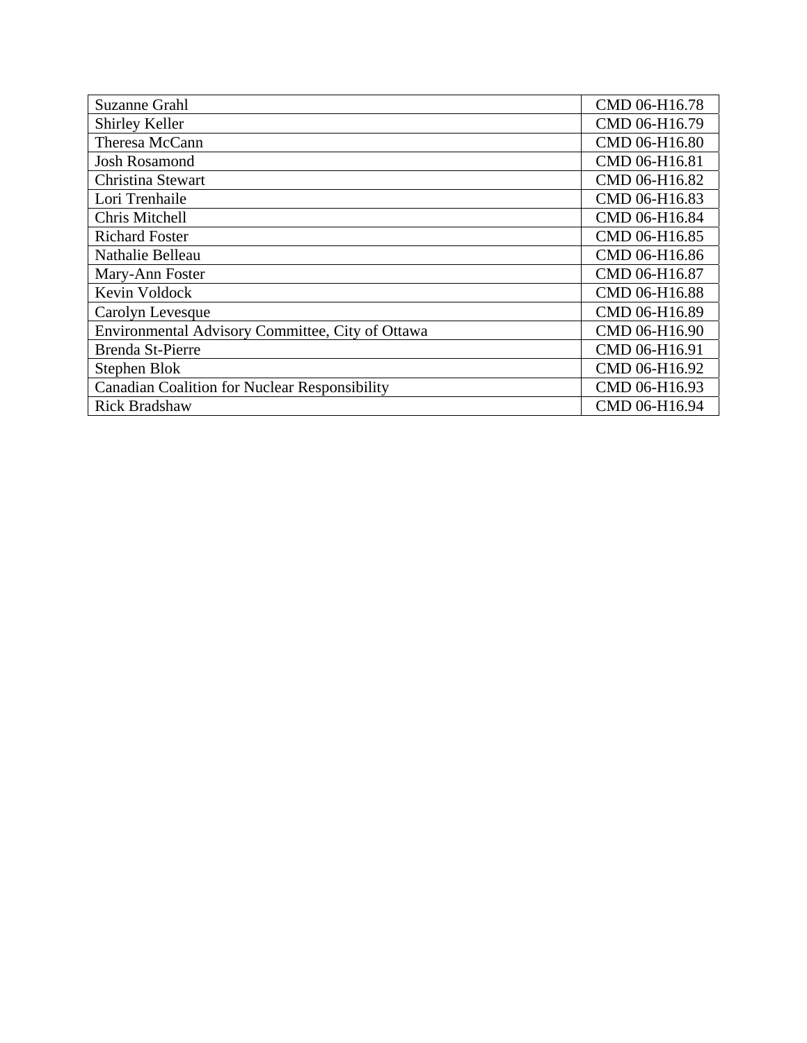| | |
|---|---|
| Suzanne Grahl | CMD 06-H16.78 |
| Shirley Keller | CMD 06-H16.79 |
| Theresa McCann | CMD 06-H16.80 |
| Josh Rosamond | CMD 06-H16.81 |
| Christina Stewart | CMD 06-H16.82 |
| Lori Trenhaile | CMD 06-H16.83 |
| Chris Mitchell | CMD 06-H16.84 |
| Richard Foster | CMD 06-H16.85 |
| Nathalie Belleau | CMD 06-H16.86 |
| Mary-Ann Foster | CMD 06-H16.87 |
| Kevin Voldock | CMD 06-H16.88 |
| Carolyn Levesque | CMD 06-H16.89 |
| Environmental Advisory Committee, City of Ottawa | CMD 06-H16.90 |
| Brenda St-Pierre | CMD 06-H16.91 |
| Stephen Blok | CMD 06-H16.92 |
| Canadian Coalition for Nuclear Responsibility | CMD 06-H16.93 |
| Rick Bradshaw | CMD 06-H16.94 |